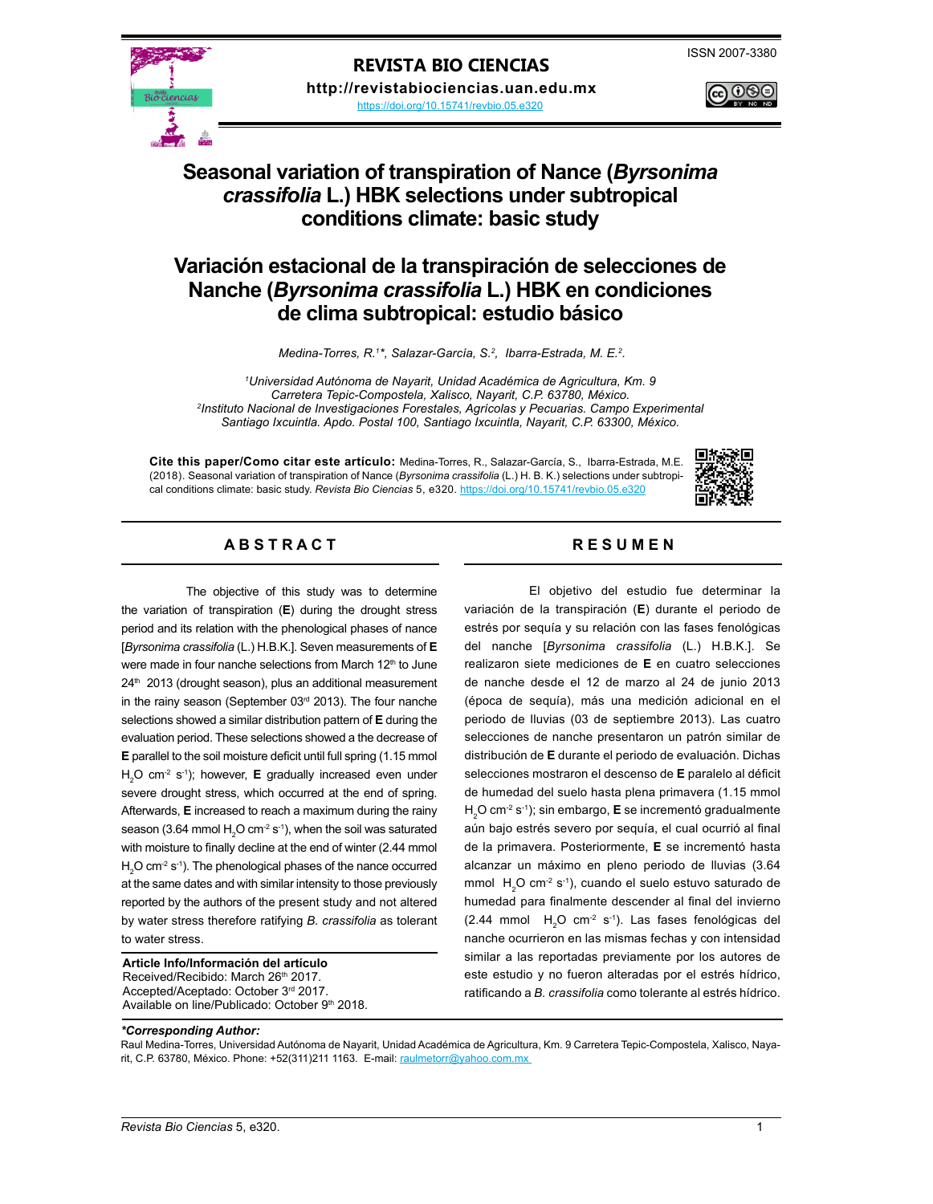REVISTA BIO CIENCIAS

http://revistabiociencias.uan.edu.mx

https://doi.org/10.15741/revbio.05.e320

ISSN 2007-3380

# Seasonal variation of transpiration of Nance (*Byrsonima crassifolia* L.) HBK selections under subtropical conditions climate: basic study

# Variación estacional de la transpiración de selecciones de Nanche (*Byrsonima crassifolia* L.) HBK en condiciones de clima subtropical: estudio básico

*Medina-Torres, R.[1]\*, Salazar-García, S.[2], Ibarra-Estrada, M. E.[2].*

[1]*Universidad Autónoma de Nayarit, Unidad Académica de Agricultura, Km. 9 Carretera Tepic-Compostela, Xalisco, Nayarit, C.P. 63780, México.*
[2]*Instituto Nacional de Investigaciones Forestales, Agrícolas y Pecuarias. Campo Experimental Santiago Ixcuintla. Apdo. Postal 100, Santiago Ixcuintla, Nayarit, C.P. 63300, México.*

**Cite this paper/Como citar este artículo:** Medina-Torres, R., Salazar-García, S., Ibarra-Estrada, M.E. (2018). Seasonal variation of transpiration of Nance (*Byrsonima crassifolia* (L.) H. B. K.) selections under subtropical conditions climate: basic study. *Revista Bio Ciencias* 5, e320. https://doi.org/10.15741/revbio.05.e320

## ABSTRACT

The objective of this study was to determine the variation of transpiration (**E**) during the drought stress period and its relation with the phenological phases of nance [*Byrsonima crassifolia* (L.) H.B.K.]. Seven measurements of **E** were made in four nanche selections from March 12th to June 24th 2013 (drought season), plus an additional measurement in the rainy season (September 03rd 2013). The four nanche selections showed a similar distribution pattern of **E** during the evaluation period. These selections showed a the decrease of **E** parallel to the soil moisture deficit until full spring (1.15 mmol $H_2O$ $cm^{-2}$ $s^{-1}$); however, **E** gradually increased even under severe drought stress, which occurred at the end of spring. Afterwards, **E** increased to reach a maximum during the rainy season (3.64 mmol $H_2O$ $cm^{-2}$ $s^{-1}$), when the soil was saturated with moisture to finally decline at the end of winter (2.44 mmol $H_2O$ $cm^{-2}$ $s^{-1}$). The phenological phases of the nance occurred at the same dates and with similar intensity to those previously reported by the authors of the present study and not altered by water stress therefore ratifying *B. crassifolia* as tolerant to water stress.

**Article Info/Información del artículo**
Received/Recibido: March 26th 2017.
Accepted/Aceptado: October 3rd 2017.
Available on line/Publicado: October 9th 2018.

## RESUMEN

El objetivo del estudio fue determinar la variación de la transpiración (**E**) durante el periodo de estrés por sequía y su relación con las fases fenológicas del nanche [*Byrsonima crassifolia* (L.) H.B.K.]. Se realizaron siete mediciones de **E** en cuatro selecciones de nanche desde el 12 de marzo al 24 de junio 2013 (época de sequía), más una medición adicional en el periodo de lluvias (03 de septiembre 2013). Las cuatro selecciones de nanche presentaron un patrón similar de distribución de **E** durante el periodo de evaluación. Dichas selecciones mostraron el descenso de **E** paralelo al déficit de humedad del suelo hasta plena primavera (1.15 mmol $H_2O$ $cm^{-2}$ $s^{-1}$); sin embargo, **E** se incrementó gradualmente aún bajo estrés severo por sequía, el cual ocurrió al final de la primavera. Posteriormente, **E** se incrementó hasta alcanzar un máximo en pleno periodo de lluvias (3.64 mmol $H_2O$ $cm^{-2}$ $s^{-1}$), cuando el suelo estuvo saturado de humedad para finalmente descender al final del invierno (2.44 mmol $H_2O$ $cm^{-2}$ $s^{-1}$). Las fases fenológicas del nanche ocurrieron en las mismas fechas y con intensidad similar a las reportadas previamente por los autores de este estudio y no fueron alteradas por el estrés hídrico, ratificando a *B. crassifolia* como tolerante al estrés hídrico.

***Corresponding Author:**
Raul Medina-Torres, Universidad Autónoma de Nayarit, Unidad Académica de Agricultura, Km. 9 Carretera Tepic-Compostela, Xalisco, Nayarit, C.P. 63780, México. Phone: +52(311)211 1163. E-mail: raulmetorr@yahoo.com.mx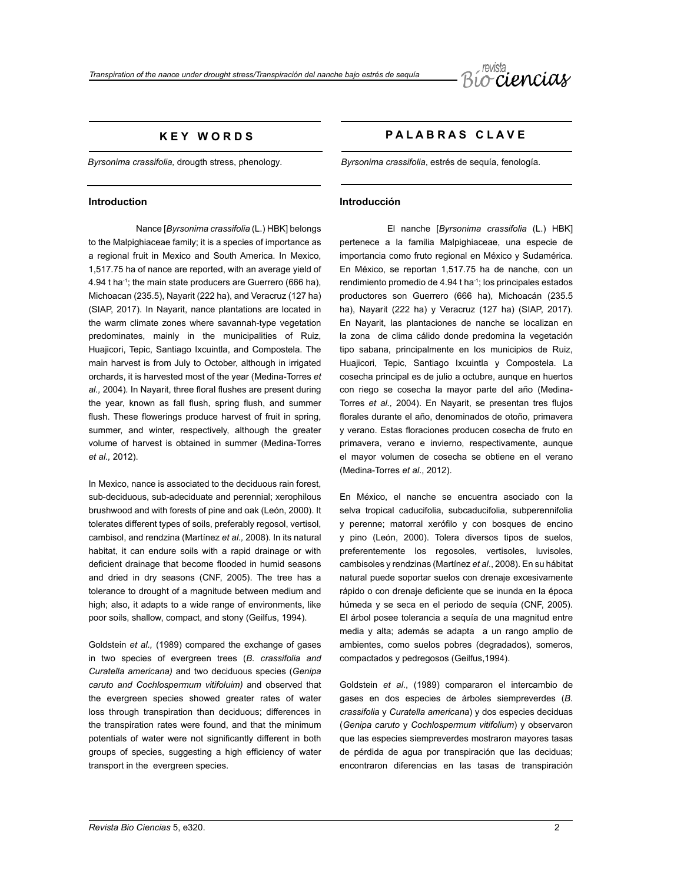## KEY WORDS

*Byrsonima crassifolia,* drougth stress, phenology.

### Introduction

Nance [*Byrsonima crassifolia* (L.) HBK] belongs to the Malpighiaceae family; it is a species of importance as a regional fruit in Mexico and South America. In Mexico, 1,517.75 ha of nance are reported, with an average yield of 4.94 t ha$^{-1}$; the main state producers are Guerrero (666 ha), Michoacan (235.5), Nayarit (222 ha), and Veracruz (127 ha) (SIAP, 2017). In Nayarit, nance plantations are located in the warm climate zones where savannah-type vegetation predominates, mainly in the municipalities of Ruiz, Huajicori, Tepic, Santiago Ixcuintla, and Compostela. The main harvest is from July to October, although in irrigated orchards, it is harvested most of the year (Medina-Torres *et al.,* 2004). In Nayarit, three floral flushes are present during the year, known as fall flush, spring flush, and summer flush. These flowerings produce harvest of fruit in spring, summer, and winter, respectively, although the greater volume of harvest is obtained in summer (Medina-Torres *et al.,* 2012).

In Mexico, nance is associated to the deciduous rain forest, sub-deciduous, sub-adeciduate and perennial; xerophilous brushwood and with forests of pine and oak (León, 2000). It tolerates different types of soils, preferably regosol, vertisol, cambisol, and rendzina (Martínez *et al.,* 2008). In its natural habitat, it can endure soils with a rapid drainage or with deficient drainage that become flooded in humid seasons and dried in dry seasons (CNF, 2005). The tree has a tolerance to drought of a magnitude between medium and high; also, it adapts to a wide range of environments, like poor soils, shallow, compact, and stony (Geilfus, 1994).

Goldstein *et al.,* (1989) compared the exchange of gases in two species of evergreen trees (*B. crassifolia and Curatella americana)* and two deciduous species (*Genipa caruto and Cochlospermum vitifoluim)* and observed that the evergreen species showed greater rates of water loss through transpiration than deciduous; differences in the transpiration rates were found, and that the minimum potentials of water were not significantly different in both groups of species, suggesting a high efficiency of water transport in the evergreen species.

## PALABRAS CLAVE

*Byrsonima crassifolia*, estrés de sequía, fenología.

### Introducción

El nanche [*Byrsonima crassifolia* (L.) HBK] pertenece a la familia Malpighiaceae, una especie de importancia como fruto regional en México y Sudamérica. En México, se reportan 1,517.75 ha de nanche, con un rendimiento promedio de 4.94 t ha$^{-1}$; los principales estados productores son Guerrero (666 ha), Michoacán (235.5 ha), Nayarit (222 ha) y Veracruz (127 ha) (SIAP, 2017). En Nayarit, las plantaciones de nanche se localizan en la zona de clima cálido donde predomina la vegetación tipo sabana, principalmente en los municipios de Ruiz, Huajicori, Tepic, Santiago Ixcuintla y Compostela. La cosecha principal es de julio a octubre, aunque en huertos con riego se cosecha la mayor parte del año (Medina-Torres *et al.,* 2004). En Nayarit, se presentan tres flujos florales durante el año, denominados de otoño, primavera y verano. Estas floraciones producen cosecha de fruto en primavera, verano e invierno, respectivamente, aunque el mayor volumen de cosecha se obtiene en el verano (Medina-Torres *et al*., 2012).

En México, el nanche se encuentra asociado con la selva tropical caducifolia, subcaducifolia, subperennifolia y perenne; matorral xerófilo y con bosques de encino y pino (León, 2000). Tolera diversos tipos de suelos, preferentemente los regosoles, vertisoles, luvisoles, cambisoles y rendzinas (Martínez *et al*., 2008). En su hábitat natural puede soportar suelos con drenaje excesivamente rápido o con drenaje deficiente que se inunda en la época húmeda y se seca en el periodo de sequía (CNF, 2005). El árbol posee tolerancia a sequía de una magnitud entre media y alta; además se adapta a un rango amplio de ambientes, como suelos pobres (degradados), someros, compactados y pedregosos (Geilfus,1994).

Goldstein *et al*., (1989) compararon el intercambio de gases en dos especies de árboles siempreverdes (*B. crassifolia* y *Curatella americana*) y dos especies deciduas (*Genipa caruto* y *Cochlospermum vitifolium*) y observaron que las especies siempreverdes mostraron mayores tasas de pérdida de agua por transpiración que las deciduas; encontraron diferencias en las tasas de transpiración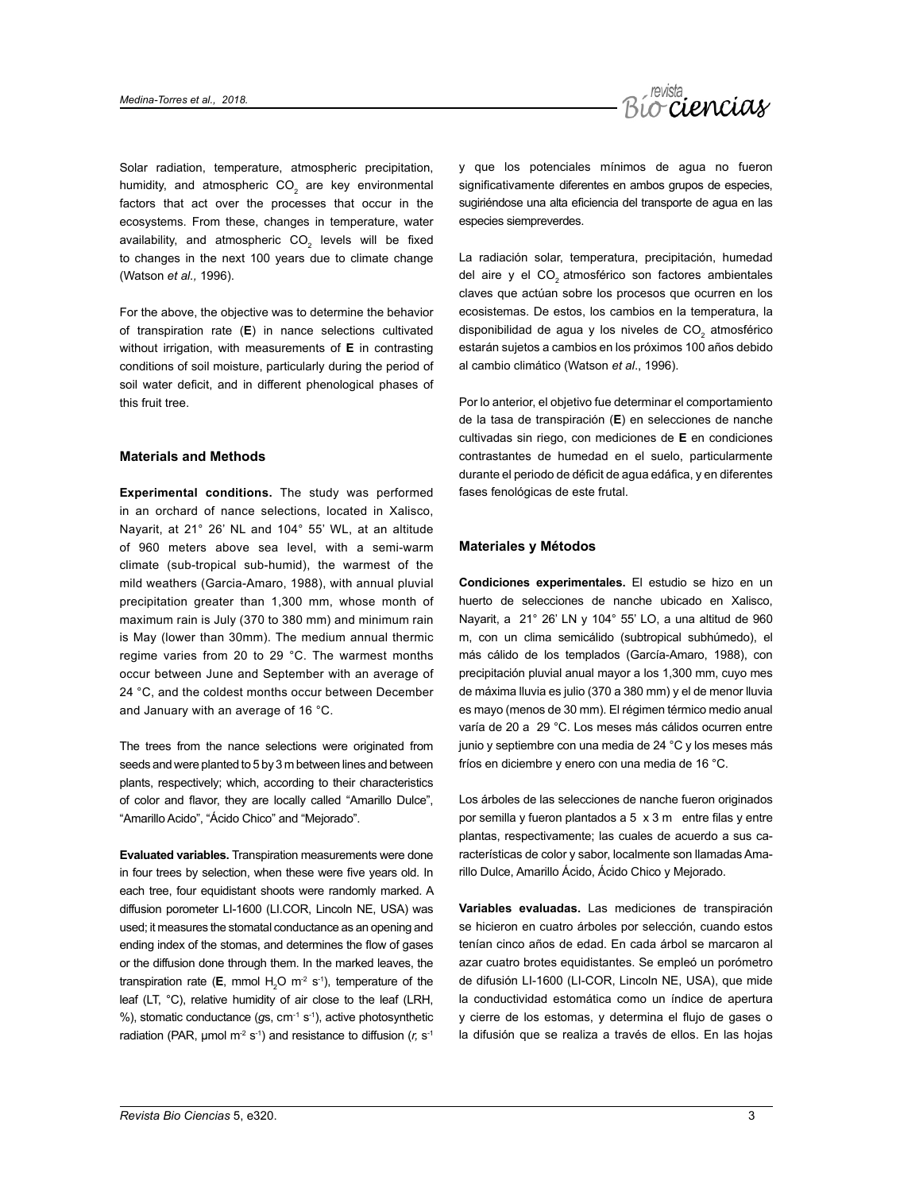Solar radiation, temperature, atmospheric precipitation, humidity, and atmospheric $CO_2$ are key environmental factors that act over the processes that occur in the ecosystems. From these, changes in temperature, water availability, and atmospheric $CO_2$ levels will be fixed to changes in the next 100 years due to climate change (Watson *et al.,* 1996).

For the above, the objective was to determine the behavior of transpiration rate (**E**) in nance selections cultivated without irrigation, with measurements of **E** in contrasting conditions of soil moisture, particularly during the period of soil water deficit, and in different phenological phases of this fruit tree.

## Materials and Methods

**Experimental conditions.** The study was performed in an orchard of nance selections, located in Xalisco, Nayarit, at 21° 26' NL and 104° 55' WL, at an altitude of 960 meters above sea level, with a semi-warm climate (sub-tropical sub-humid), the warmest of the mild weathers (Garcia-Amaro, 1988), with annual pluvial precipitation greater than 1,300 mm, whose month of maximum rain is July (370 to 380 mm) and minimum rain is May (lower than 30mm). The medium annual thermic regime varies from 20 to 29 °C. The warmest months occur between June and September with an average of 24 °C, and the coldest months occur between December and January with an average of 16 °C.

The trees from the nance selections were originated from seeds and were planted to 5 by 3 m between lines and between plants, respectively; which, according to their characteristics of color and flavor, they are locally called "Amarillo Dulce", "Amarillo Acido", "Ácido Chico" and "Mejorado".

**Evaluated variables.** Transpiration measurements were done in four trees by selection, when these were five years old. In each tree, four equidistant shoots were randomly marked. A diffusion porometer LI-1600 (LI.COR, Lincoln NE, USA) was used; it measures the stomatal conductance as an opening and ending index of the stomas, and determines the flow of gases or the diffusion done through them. In the marked leaves, the transpiration rate (**E**, mmol $H_2O$ $m^{-2}$ $s^{-1}$), temperature of the leaf (LT, °C), relative humidity of air close to the leaf (LRH, %), stomatic conductance (*g*s, $cm^{-1}$ $s^{-1}$), active photosynthetic radiation (PAR, µmol $m^{-2}$ $s^{-1}$) and resistance to diffusion (*r,* $s^{-1}$

y que los potenciales mínimos de agua no fueron significativamente diferentes en ambos grupos de especies, sugiriéndose una alta eficiencia del transporte de agua en las especies siempreverdes.

La radiación solar, temperatura, precipitación, humedad del aire y el $CO_2$ atmosférico son factores ambientales claves que actúan sobre los procesos que ocurren en los ecosistemas. De estos, los cambios en la temperatura, la disponibilidad de agua y los niveles de $CO_2$ atmosférico estarán sujetos a cambios en los próximos 100 años debido al cambio climático (Watson *et al*., 1996).

Por lo anterior, el objetivo fue determinar el comportamiento de la tasa de transpiración (**E**) en selecciones de nanche cultivadas sin riego, con mediciones de **E** en condiciones contrastantes de humedad en el suelo, particularmente durante el periodo de déficit de agua edáfica, y en diferentes fases fenológicas de este frutal.

## Materiales y Métodos

**Condiciones experimentales.** El estudio se hizo en un huerto de selecciones de nanche ubicado en Xalisco, Nayarit, a 21° 26' LN y 104° 55' LO, a una altitud de 960 m, con un clima semicálido (subtropical subhúmedo), el más cálido de los templados (García-Amaro, 1988), con precipitación pluvial anual mayor a los 1,300 mm, cuyo mes de máxima lluvia es julio (370 a 380 mm) y el de menor lluvia es mayo (menos de 30 mm). El régimen térmico medio anual varía de 20 a 29 °C. Los meses más cálidos ocurren entre junio y septiembre con una media de 24 °C y los meses más fríos en diciembre y enero con una media de 16 °C.

Los árboles de las selecciones de nanche fueron originados por semilla y fueron plantados a 5 x 3 m entre filas y entre plantas, respectivamente; las cuales de acuerdo a sus características de color y sabor, localmente son llamadas Amarillo Dulce, Amarillo Ácido, Ácido Chico y Mejorado.

**Variables evaluadas.** Las mediciones de transpiración se hicieron en cuatro árboles por selección, cuando estos tenían cinco años de edad. En cada árbol se marcaron al azar cuatro brotes equidistantes. Se empleó un porómetro de difusión LI-1600 (LI-COR, Lincoln NE, USA), que mide la conductividad estomática como un índice de apertura y cierre de los estomas, y determina el flujo de gases o la difusión que se realiza a través de ellos. En las hojas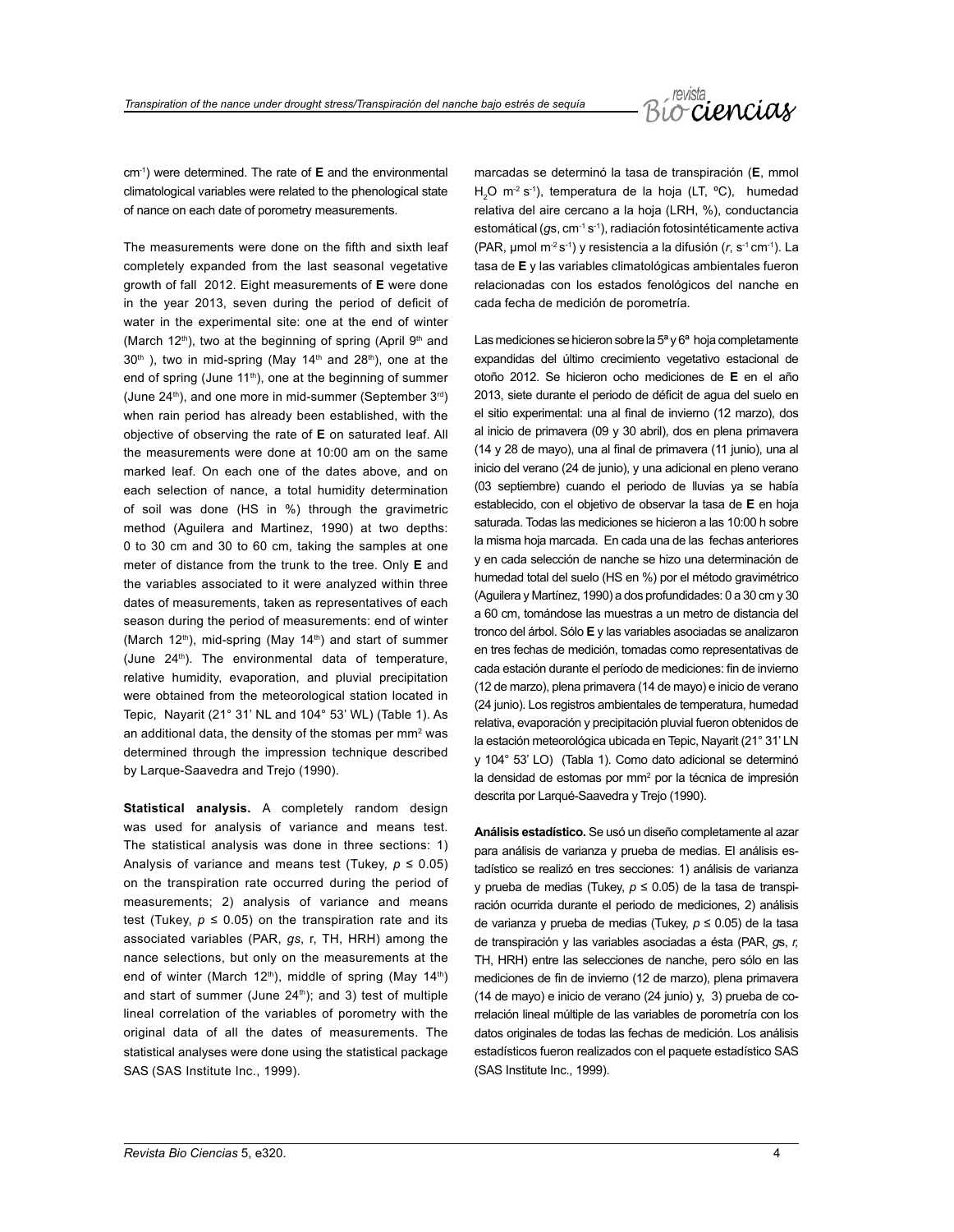$cm^{-1}$) were determined. The rate of **E** and the environmental climatological variables were related to the phenological state of nance on each date of porometry measurements.

The measurements were done on the fifth and sixth leaf completely expanded from the last seasonal vegetative growth of fall 2012. Eight measurements of **E** were done in the year 2013, seven during the period of deficit of water in the experimental site: one at the end of winter (March 12th), two at the beginning of spring (April 9th and 30th ), two in mid-spring (May 14th and 28th), one at the end of spring (June 11th), one at the beginning of summer (June 24th), and one more in mid-summer (September 3rd) when rain period has already been established, with the objective of observing the rate of **E** on saturated leaf. All the measurements were done at 10:00 am on the same marked leaf. On each one of the dates above, and on each selection of nance, a total humidity determination of soil was done (HS in %) through the gravimetric method (Aguilera and Martinez, 1990) at two depths: 0 to 30 cm and 30 to 60 cm, taking the samples at one meter of distance from the trunk to the tree. Only **E** and the variables associated to it were analyzed within three dates of measurements, taken as representatives of each season during the period of measurements: end of winter (March 12th), mid-spring (May 14th) and start of summer (June 24th). The environmental data of temperature, relative humidity, evaporation, and pluvial precipitation were obtained from the meteorological station located in Tepic, Nayarit (21° 31' NL and 104° 53' WL) (Table 1). As an additional data, the density of the stomas per $mm^2$ was determined through the impression technique described by Larque-Saavedra and Trejo (1990).

**Statistical analysis.** A completely random design was used for analysis of variance and means test. The statistical analysis was done in three sections: 1) Analysis of variance and means test (Tukey, $p \leq 0.05$) on the transpiration rate occurred during the period of measurements; 2) analysis of variance and means test (Tukey, $p \leq 0.05$) on the transpiration rate and its associated variables (PAR, *gs*, r, TH, HRH) among the nance selections, but only on the measurements at the end of winter (March 12th), middle of spring (May 14th) and start of summer (June 24th); and 3) test of multiple lineal correlation of the variables of porometry with the original data of all the dates of measurements. The statistical analyses were done using the statistical package SAS (SAS Institute Inc., 1999).

marcadas se determinó la tasa de transpiración (**E**, mmol $H_2O$ $m^{-2}$ $s^{-1}$), temperatura de la hoja (LT, ºC), humedad relativa del aire cercano a la hoja (LRH, %), conductancia estomática (*g*s, $cm^{-1}$ $s^{-1}$), radiación fotosintéticamente activa (PAR, µmol $m^{-2}$ $s^{-1}$) y resistencia a la difusión (*r*, $s^{-1}$ $cm^{-1}$). La tasa de **E** y las variables climatológicas ambientales fueron relacionadas con los estados fenológicos del nanche en cada fecha de medición de porometría.

Las mediciones se hicieron sobre la 5ª y 6ª hoja completamente expandidas del último crecimiento vegetativo estacional de otoño 2012. Se hicieron ocho mediciones de **E** en el año 2013, siete durante el periodo de déficit de agua del suelo en el sitio experimental: una al final de invierno (12 marzo), dos al inicio de primavera (09 y 30 abril), dos en plena primavera (14 y 28 de mayo), una al final de primavera (11 junio), una al inicio del verano (24 de junio), y una adicional en pleno verano (03 septiembre) cuando el periodo de lluvias ya se había establecido, con el objetivo de observar la tasa de **E** en hoja saturada. Todas las mediciones se hicieron a las 10:00 h sobre la misma hoja marcada. En cada una de las fechas anteriores y en cada selección de nanche se hizo una determinación de humedad total del suelo (HS en %) por el método gravimétrico (Aguilera y Martínez, 1990) a dos profundidades: 0 a 30 cm y 30 a 60 cm, tomándose las muestras a un metro de distancia del tronco del árbol. Sólo **E** y las variables asociadas se analizaron en tres fechas de medición, tomadas como representativas de cada estación durante el período de mediciones: fin de invierno (12 de marzo), plena primavera (14 de mayo) e inicio de verano (24 junio). Los registros ambientales de temperatura, humedad relativa, evaporación y precipitación pluvial fueron obtenidos de la estación meteorológica ubicada en Tepic, Nayarit (21° 31' LN y 104° 53' LO) (Tabla 1). Como dato adicional se determinó la densidad de estomas por $mm^2$ por la técnica de impresión descrita por Larqué-Saavedra y Trejo (1990).

**Análisis estadístico.** Se usó un diseño completamente al azar para análisis de varianza y prueba de medias. El análisis estadístico se realizó en tres secciones: 1) análisis de varianza y prueba de medias (Tukey, $p \leq 0.05$) de la tasa de transpiración ocurrida durante el periodo de mediciones, 2) análisis de varianza y prueba de medias (Tukey, $p \leq 0.05$) de la tasa de transpiración y las variables asociadas a ésta (PAR, *g*s, *r,* TH, HRH) entre las selecciones de nanche, pero sólo en las mediciones de fin de invierno (12 de marzo), plena primavera (14 de mayo) e inicio de verano (24 junio) y, 3) prueba de correlación lineal múltiple de las variables de porometría con los datos originales de todas las fechas de medición. Los análisis estadísticos fueron realizados con el paquete estadístico SAS (SAS Institute Inc., 1999).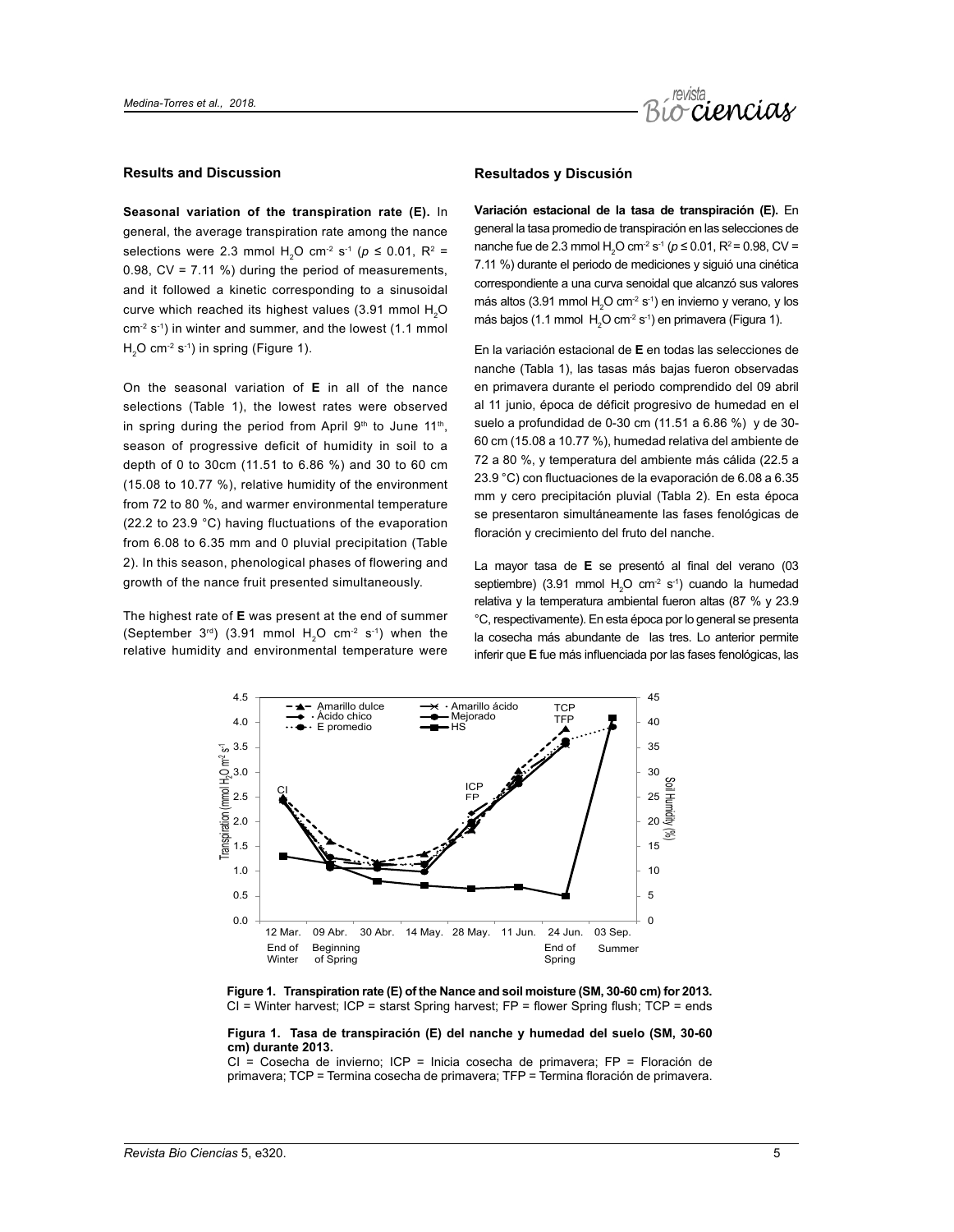## Results and Discussion

**Seasonal variation of the transpiration rate (E).** In general, the average transpiration rate among the nance selections were 2.3 mmol $H_2O$ $cm^{-2}$ $s^{-1}$ ($p \leq 0.01$, $R^2$ = 0.98, CV = 7.11 %) during the period of measurements, and it followed a kinetic corresponding to a sinusoidal curve which reached its highest values (3.91 mmol $H_2O$ $cm^{-2}$ $s^{-1}$) in winter and summer, and the lowest (1.1 mmol $H_2O$ $cm^{-2}$ $s^{-1}$) in spring (Figure 1).

On the seasonal variation of **E** in all of the nance selections (Table 1), the lowest rates were observed in spring during the period from April 9th to June 11th, season of progressive deficit of humidity in soil to a depth of 0 to 30cm (11.51 to 6.86 %) and 30 to 60 cm (15.08 to 10.77 %), relative humidity of the environment from 72 to 80 %, and warmer environmental temperature (22.2 to 23.9 °C) having fluctuations of the evaporation from 6.08 to 6.35 mm and 0 pluvial precipitation (Table 2). In this season, phenological phases of flowering and growth of the nance fruit presented simultaneously.

The highest rate of **E** was present at the end of summer (September 3rd) (3.91 mmol $H_2O$ $cm^{-2}$ $s^{-1}$) when the relative humidity and environmental temperature were

## Resultados y Discusión

**Variación estacional de la tasa de transpiración (E).** En general la tasa promedio de transpiración en las selecciones de nanche fue de 2.3 mmol $H_2O$ $cm^{-2}$ $s^{-1}$ ($p \leq 0.01$, $R^2$ = 0.98, CV = 7.11 %) durante el periodo de mediciones y siguió una cinética correspondiente a una curva senoidal que alcanzó sus valores más altos (3.91 mmol $H_2O$ $cm^{-2}$ $s^{-1}$) en invierno y verano, y los más bajos (1.1 mmol $H_2O$ $cm^{-2}$ $s^{-1}$) en primavera (Figura 1).

En la variación estacional de **E** en todas las selecciones de nanche (Tabla 1), las tasas más bajas fueron observadas en primavera durante el periodo comprendido del 09 abril al 11 junio, época de déficit progresivo de humedad en el suelo a profundidad de 0-30 cm (11.51 a 6.86 %) y de 30-60 cm (15.08 a 10.77 %), humedad relativa del ambiente de 72 a 80 %, y temperatura del ambiente más cálida (22.5 a 23.9 °C) con fluctuaciones de la evaporación de 6.08 a 6.35 mm y cero precipitación pluvial (Tabla 2). En esta época se presentaron simultáneamente las fases fenológicas de floración y crecimiento del fruto del nanche.

La mayor tasa de **E** se presentó al final del verano (03 septiembre) (3.91 mmol $H_2O$ $cm^{-2}$ $s^{-1}$) cuando la humedad relativa y la temperatura ambiental fueron altas (87 % y 23.9 °C, respectivamente). En esta época por lo general se presenta la cosecha más abundante de las tres. Lo anterior permite inferir que **E** fue más influenciada por las fases fenológicas, las

**Figure 1. Transpiration rate (E) of the Nance and soil moisture (SM, 30-60 cm) for 2013.**
CI = Winter harvest; ICP = starst Spring harvest; FP = flower Spring flush; TCP = ends

**Figura 1. Tasa de transpiración (E) del nanche y humedad del suelo (SM, 30-60 cm) durante 2013.**
CI = Cosecha de invierno; ICP = Inicia cosecha de primavera; FP = Floración de primavera; TCP = Termina cosecha de primavera; TFP = Termina floración de primavera.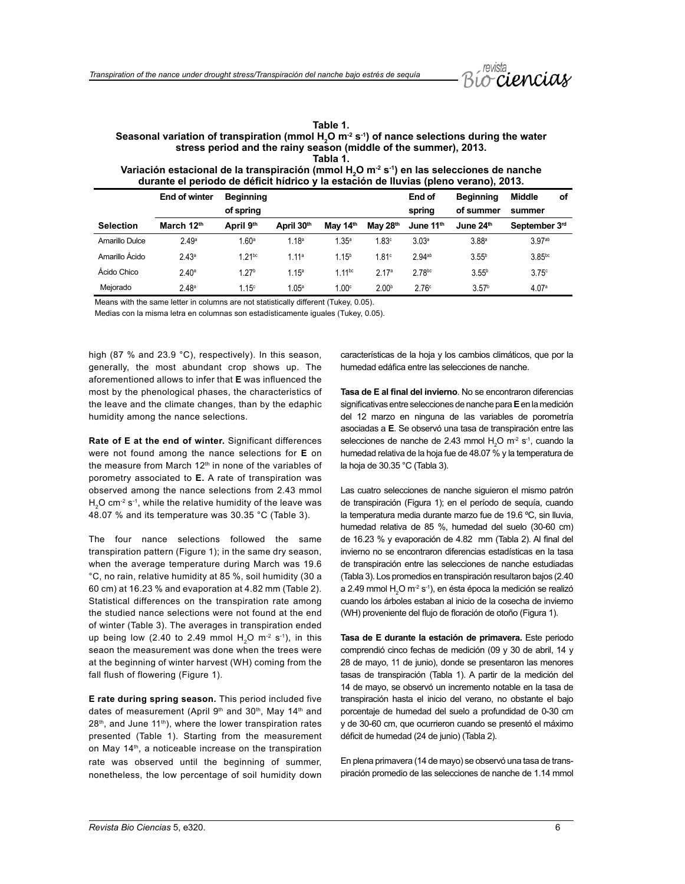**Table 1.**
**Seasonal variation of transpiration (mmol $H_2O$ m$^{-2}$ s$^{-1}$) of nance selections during the water stress period and the rainy season (middle of the summer), 2013.**
**Tabla 1.**
**Variación estacional de la transpiración (mmol $H_2O$ m$^{-2}$ s$^{-1}$) en las selecciones de nanche durante el periodo de déficit hídrico y la estación de lluvias (pleno verano), 2013.**

| | End of winter | Beginning of spring | | | | End of spring | Beginning of summer | Middle of summer |
|---|---|---|---|---|---|---|---|---|
| **Selection** | **March 12th** | **April 9th** | **April 30th** | **May 14th** | **May 28th** | **June 11th** | **June 24th** | **September 3rd** |
| Amarillo Dulce | 2.49[a] | 1.60[a] | 1.18[a] | 1.35[a] | 1.83[c] | 3.03[a] | 3.88[a] | 3.97[ab] |
| Amarillo Ácido | 2.43[a] | 1.21[bc] | 1.11[a] | 1.15[b] | 1.81[c] | 2.94[ab] | 3.55[b] | 3.85[bc] |
| Ácido Chico | 2.40[a] | 1.27[b] | 1.15[a] | 1.11[bc] | 2.17[a] | 2.78[bc] | 3.55[b] | 3.75[c] |
| Mejorado | 2.48[a] | 1.15[c] | 1.05[a] | 1.00[c] | 2.00[b] | 2.76[c] | 3.57[b] | 4.07[a] |

Means with the same letter in columns are not statistically different (Tukey, 0.05).

Medias con la misma letra en columnas son estadísticamente iguales (Tukey, 0.05).

high (87 % and 23.9 °C), respectively). In this season, generally, the most abundant crop shows up. The aforementioned allows to infer that **E** was influenced the most by the phenological phases, the characteristics of the leave and the climate changes, than by the edaphic humidity among the nance selections.

**Rate of E at the end of winter.** Significant differences were not found among the nance selections for **E** on the measure from March 12th in none of the variables of porometry associated to **E.** A rate of transpiration was observed among the nance selections from 2.43 mmol $H_2O$ cm$^{-2}$ s$^{-1}$, while the relative humidity of the leave was 48.07 % and its temperature was 30.35 °C (Table 3).

The four nance selections followed the same transpiration pattern (Figure 1); in the same dry season, when the average temperature during March was 19.6 °C, no rain, relative humidity at 85 %, soil humidity (30 a 60 cm) at 16.23 % and evaporation at 4.82 mm (Table 2). Statistical differences on the transpiration rate among the studied nance selections were not found at the end of winter (Table 3). The averages in transpiration ended up being low (2.40 to 2.49 mmol $H_2O$ m$^{-2}$ s$^{-1}$), in this seaon the measurement was done when the trees were at the beginning of winter harvest (WH) coming from the fall flush of flowering (Figure 1).

**E rate during spring season.** This period included five dates of measurement (April 9th and 30th, May 14th and 28th, and June 11th), where the lower transpiration rates presented (Table 1). Starting from the measurement on May 14th, a noticeable increase on the transpiration rate was observed until the beginning of summer, nonetheless, the low percentage of soil humidity down

características de la hoja y los cambios climáticos, que por la humedad edáfica entre las selecciones de nanche.

**Tasa de E al final del invierno**. No se encontraron diferencias significativas entre selecciones de nanche para **E** en la medición del 12 marzo en ninguna de las variables de porometría asociadas a **E**. Se observó una tasa de transpiración entre las selecciones de nanche de 2.43 mmol $H_2O$ m$^{-2}$ s$^{-1}$, cuando la humedad relativa de la hoja fue de 48.07 % y la temperatura de la hoja de 30.35 °C (Tabla 3).

Las cuatro selecciones de nanche siguieron el mismo patrón de transpiración (Figura 1); en el período de sequía, cuando la temperatura media durante marzo fue de 19.6 ºC, sin lluvia, humedad relativa de 85 %, humedad del suelo (30-60 cm) de 16.23 % y evaporación de 4.82 mm (Tabla 2). Al final del invierno no se encontraron diferencias estadísticas en la tasa de transpiración entre las selecciones de nanche estudiadas (Tabla 3). Los promedios en transpiración resultaron bajos (2.40 a 2.49 mmol $H_2O$ m$^{-2}$ s$^{-1}$), en ésta época la medición se realizó cuando los árboles estaban al inicio de la cosecha de invierno (WH) proveniente del flujo de floración de otoño (Figura 1).

**Tasa de E durante la estación de primavera.** Este periodo comprendió cinco fechas de medición (09 y 30 de abril, 14 y 28 de mayo, 11 de junio), donde se presentaron las menores tasas de transpiración (Tabla 1). A partir de la medición del 14 de mayo, se observó un incremento notable en la tasa de transpiración hasta el inicio del verano, no obstante el bajo porcentaje de humedad del suelo a profundidad de 0-30 cm y de 30-60 cm, que ocurrieron cuando se presentó el máximo déficit de humedad (24 de junio) (Tabla 2).

En plena primavera (14 de mayo) se observó una tasa de transpiración promedio de las selecciones de nanche de 1.14 mmol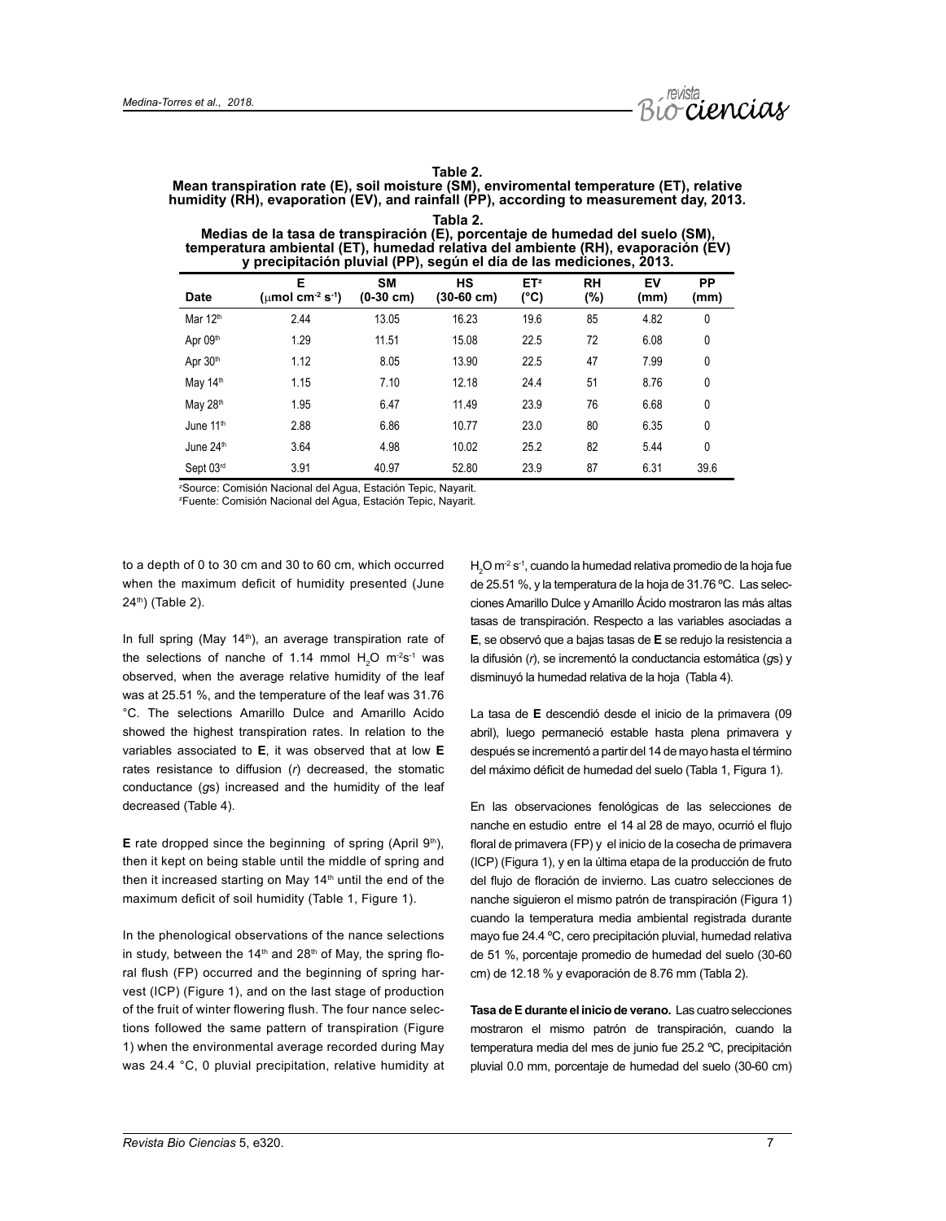**Table 2.**
**Mean transpiration rate (E), soil moisture (SM), enviromental temperature (ET), relative humidity (RH), evaporation (EV), and rainfall (PP), according to measurement day, 2013.**

**Tabla 2.**
**Medias de la tasa de transpiración (E), porcentaje de humedad del suelo (SM), temperatura ambiental (ET), humedad relativa del ambiente (RH), evaporación (EV) y precipitación pluvial (PP), según el día de las mediciones, 2013.**

| Date | E ($\mu$mol cm$^{-2}$ s$^{-1}$) | SM (0-30 cm) | HS (30-60 cm) | ET[z] (°C) | RH (%) | EV (mm) | PP (mm) |
|---|---|---|---|---|---|---|---|
| Mar 12th | 2.44 | 13.05 | 16.23 | 19.6 | 85 | 4.82 | 0 |
| Apr 09th | 1.29 | 11.51 | 15.08 | 22.5 | 72 | 6.08 | 0 |
| Apr 30th | 1.12 | 8.05 | 13.90 | 22.5 | 47 | 7.99 | 0 |
| May 14th | 1.15 | 7.10 | 12.18 | 24.4 | 51 | 8.76 | 0 |
| May 28th | 1.95 | 6.47 | 11.49 | 23.9 | 76 | 6.68 | 0 |
| June 11th | 2.88 | 6.86 | 10.77 | 23.0 | 80 | 6.35 | 0 |
| June 24th | 3.64 | 4.98 | 10.02 | 25.2 | 82 | 5.44 | 0 |
| Sept 03rd | 3.91 | 40.97 | 52.80 | 23.9 | 87 | 6.31 | 39.6 |

[z]Source: Comisión Nacional del Agua, Estación Tepic, Nayarit.
[z]Fuente: Comisión Nacional del Agua, Estación Tepic, Nayarit.

to a depth of 0 to 30 cm and 30 to 60 cm, which occurred when the maximum deficit of humidity presented (June 24th) (Table 2).

In full spring (May 14th), an average transpiration rate of the selections of nanche of 1.14 mmol $H_2O$ m$^{-2}$s$^{-1}$ was observed, when the average relative humidity of the leaf was at 25.51 %, and the temperature of the leaf was 31.76 °C. The selections Amarillo Dulce and Amarillo Acido showed the highest transpiration rates. In relation to the variables associated to **E**, it was observed that at low **E** rates resistance to diffusion (*r*) decreased, the stomatic conductance (*g*s) increased and the humidity of the leaf decreased (Table 4).

**E** rate dropped since the beginning of spring (April 9th), then it kept on being stable until the middle of spring and then it increased starting on May 14th until the end of the maximum deficit of soil humidity (Table 1, Figure 1).

In the phenological observations of the nance selections in study, between the 14th and 28th of May, the spring floral flush (FP) occurred and the beginning of spring harvest (ICP) (Figure 1), and on the last stage of production of the fruit of winter flowering flush. The four nance selections followed the same pattern of transpiration (Figure 1) when the environmental average recorded during May was 24.4 °C, 0 pluvial precipitation, relative humidity at

$H_2O$ m$^{-2}$ s$^{-1}$, cuando la humedad relativa promedio de la hoja fue de 25.51 %, y la temperatura de la hoja de 31.76 ºC. Las selecciones Amarillo Dulce y Amarillo Ácido mostraron las más altas tasas de transpiración. Respecto a las variables asociadas a **E**, se observó que a bajas tasas de **E** se redujo la resistencia a la difusión (*r*), se incrementó la conductancia estomática (*g*s) y disminuyó la humedad relativa de la hoja (Tabla 4).

La tasa de **E** descendió desde el inicio de la primavera (09 abril), luego permaneció estable hasta plena primavera y después se incrementó a partir del 14 de mayo hasta el término del máximo déficit de humedad del suelo (Tabla 1, Figura 1).

En las observaciones fenológicas de las selecciones de nanche en estudio entre el 14 al 28 de mayo, ocurrió el flujo floral de primavera (FP) y el inicio de la cosecha de primavera (ICP) (Figura 1), y en la última etapa de la producción de fruto del flujo de floración de invierno. Las cuatro selecciones de nanche siguieron el mismo patrón de transpiración (Figura 1) cuando la temperatura media ambiental registrada durante mayo fue 24.4 ºC, cero precipitación pluvial, humedad relativa de 51 %, porcentaje promedio de humedad del suelo (30-60 cm) de 12.18 % y evaporación de 8.76 mm (Tabla 2).

**Tasa de E durante el inicio de verano.** Las cuatro selecciones mostraron el mismo patrón de transpiración, cuando la temperatura media del mes de junio fue 25.2 ºC, precipitación pluvial 0.0 mm, porcentaje de humedad del suelo (30-60 cm)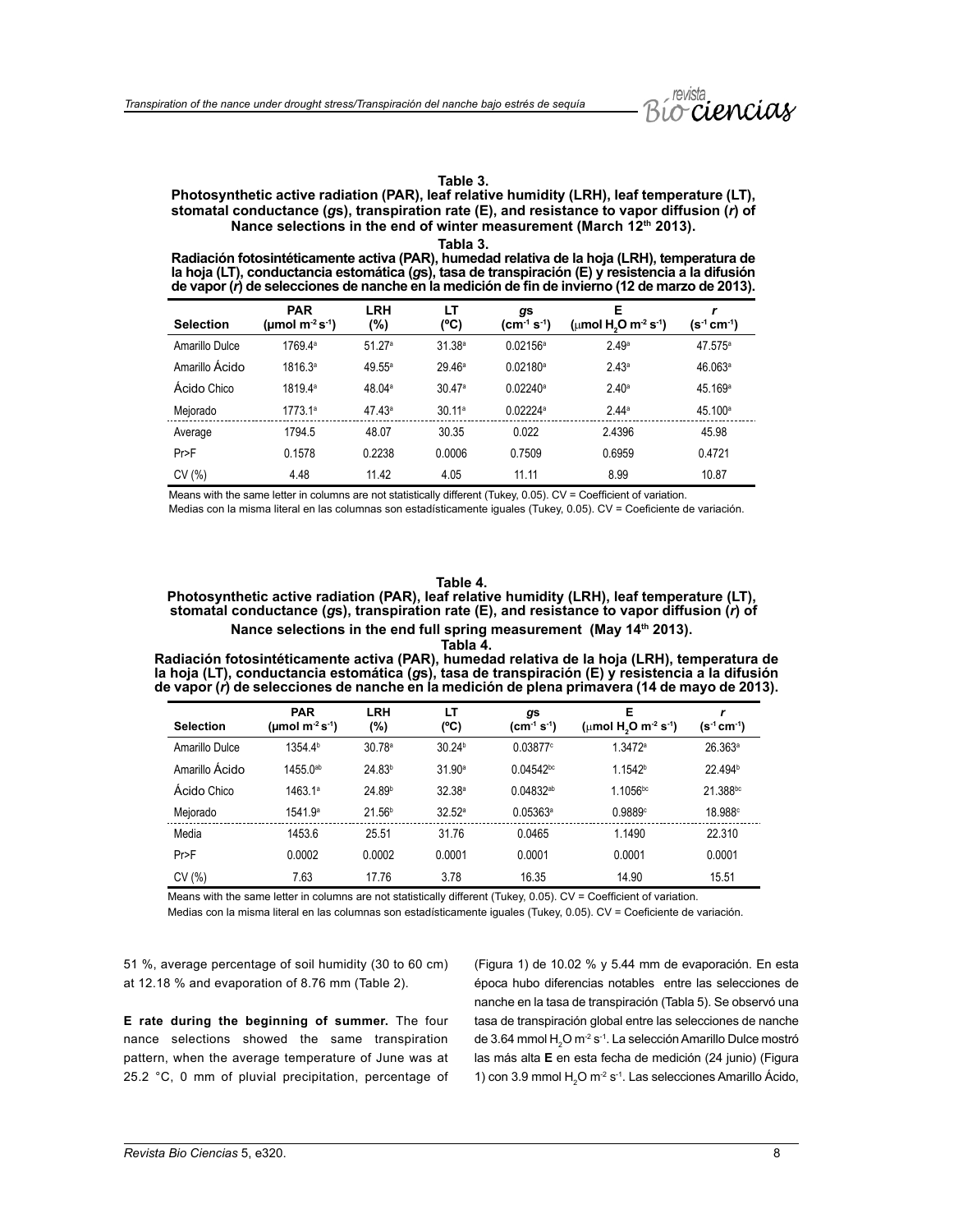**Table 3.**
**Photosynthetic active radiation (PAR), leaf relative humidity (LRH), leaf temperature (LT), stomatal conductance (*g*s), transpiration rate (E), and resistance to vapor diffusion (*r*) of Nance selections in the end of winter measurement (March 12th 2013).**

**Tabla 3.**
**Radiación fotosintéticamente activa (PAR), humedad relativa de la hoja (LRH), temperatura de la hoja (LT), conductancia estomática (*g*s), tasa de transpiración (E) y resistencia a la difusión de vapor (*r*) de selecciones de nanche en la medición de fin de invierno (12 de marzo de 2013).**

| Selection | PAR ($\mu$mol $m^{-2}$ $s^{-1}$) | LRH (%) | LT (ºC) | *g*s ($cm^{-1}$ $s^{-1}$) | E ($\mu$mol $H_2O$ $m^{-2}$ $s^{-1}$) | *r* ($s^{-1}$ $cm^{-1}$) |
|---|---|---|---|---|---|---|
| Amarillo Dulce | 1769.4$^{a}$ | 51.27$^{a}$ | 31.38$^{a}$ | 0.02156$^{a}$ | 2.49$^{a}$ | 47.575$^{a}$ |
| Amarillo Ácido | 1816.3$^{a}$ | 49.55$^{a}$ | 29.46$^{a}$ | 0.02180$^{a}$ | 2.43$^{a}$ | 46.063$^{a}$ |
| Ácido Chico | 1819.4$^{a}$ | 48.04$^{a}$ | 30.47$^{a}$ | 0.02240$^{a}$ | 2.40$^{a}$ | 45.169$^{a}$ |
| Mejorado | 1773.1$^{a}$ | 47.43$^{a}$ | 30.11$^{a}$ | 0.02224$^{a}$ | 2.44$^{a}$ | 45.100$^{a}$ |
| Average | 1794.5 | 48.07 | 30.35 | 0.022 | 2.4396 | 45.98 |
| Pr>F | 0.1578 | 0.2238 | 0.0006 | 0.7509 | 0.6959 | 0.4721 |
| CV (%) | 4.48 | 11.42 | 4.05 | 11.11 | 8.99 | 10.87 |

Means with the same letter in columns are not statistically different (Tukey, 0.05). CV = Coefficient of variation.
Medias con la misma literal en las columnas son estadísticamente iguales (Tukey, 0.05). CV = Coeficiente de variación.

**Table 4.**
**Photosynthetic active radiation (PAR), leaf relative humidity (LRH), leaf temperature (LT), stomatal conductance (*g*s), transpiration rate (E), and resistance to vapor diffusion (*r*) of Nance selections in the end full spring measurement (May 14th 2013).**

**Tabla 4.**
**Radiación fotosintéticamente activa (PAR), humedad relativa de la hoja (LRH), temperatura de la hoja (LT), conductancia estomática (*g*s), tasa de transpiración (E) y resistencia a la difusión de vapor (*r*) de selecciones de nanche en la medición de plena primavera (14 de mayo de 2013).**

| Selection | PAR ($\mu$mol $m^{-2}$ $s^{-1}$) | LRH (%) | LT (ºC) | *g*s ($cm^{-1}$ $s^{-1}$) | E ($\mu$mol $H_2O$ $m^{-2}$ $s^{-1}$) | *r* ($s^{-1}$ $cm^{-1}$) |
|---|---|---|---|---|---|---|
| Amarillo Dulce | 1354.4$^{b}$ | 30.78$^{a}$ | 30.24$^{b}$ | 0.03877$^{c}$ | 1.3472$^{a}$ | 26.363$^{a}$ |
| Amarillo Ácido | 1455.0$^{ab}$ | 24.83$^{b}$ | 31.90$^{a}$ | 0.04542$^{bc}$ | 1.1542$^{b}$ | 22.494$^{b}$ |
| Ácido Chico | 1463.1$^{a}$ | 24.89$^{b}$ | 32.38$^{a}$ | 0.04832$^{ab}$ | 1.1056$^{bc}$ | 21.388$^{bc}$ |
| Mejorado | 1541.9$^{a}$ | 21.56$^{b}$ | 32.52$^{a}$ | 0.05363$^{a}$ | 0.9889$^{c}$ | 18.988$^{c}$ |
| Media | 1453.6 | 25.51 | 31.76 | 0.0465 | 1.1490 | 22.310 |
| Pr>F | 0.0002 | 0.0002 | 0.0001 | 0.0001 | 0.0001 | 0.0001 |
| CV (%) | 7.63 | 17.76 | 3.78 | 16.35 | 14.90 | 15.51 |

Means with the same letter in columns are not statistically different (Tukey, 0.05). CV = Coefficient of variation.
Medias con la misma literal en las columnas son estadísticamente iguales (Tukey, 0.05). CV = Coeficiente de variación.

51 %, average percentage of soil humidity (30 to 60 cm) at 12.18 % and evaporation of 8.76 mm (Table 2).

**E rate during the beginning of summer.** The four nance selections showed the same transpiration pattern, when the average temperature of June was at 25.2 °C, 0 mm of pluvial precipitation, percentage of

(Figura 1) de 10.02 % y 5.44 mm de evaporación. En esta época hubo diferencias notables entre las selecciones de nanche en la tasa de transpiración (Tabla 5). Se observó una tasa de transpiración global entre las selecciones de nanche de 3.64 mmol $H_2O$ $m^{-2}$ $s^{-1}$. La selección Amarillo Dulce mostró las más alta **E** en esta fecha de medición (24 junio) (Figura 1) con 3.9 mmol $H_2O$ $m^{-2}$ $s^{-1}$. Las selecciones Amarillo Ácido,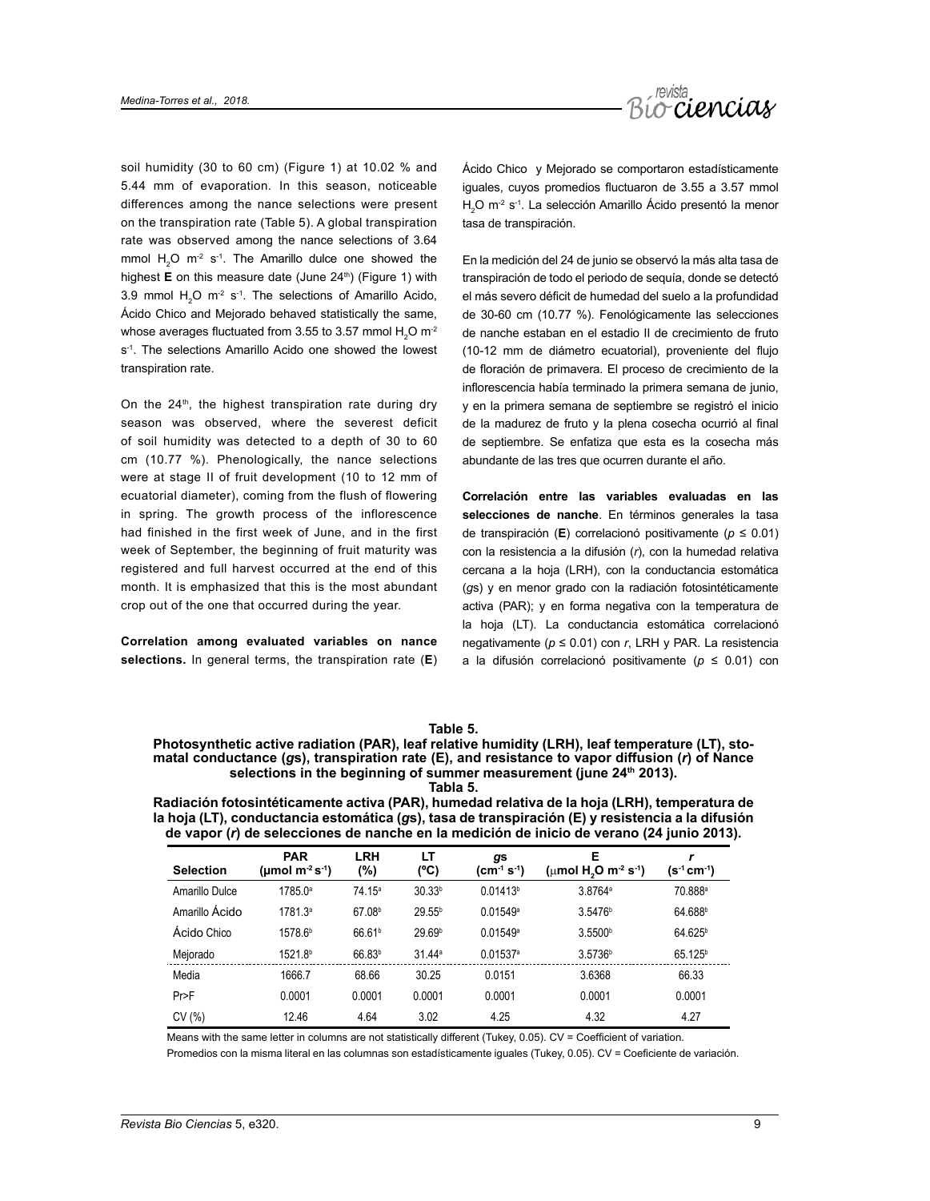soil humidity (30 to 60 cm) (Figure 1) at 10.02 % and 5.44 mm of evaporation. In this season, noticeable differences among the nance selections were present on the transpiration rate (Table 5). A global transpiration rate was observed among the nance selections of 3.64 mmol $H_2O$ $m^{-2}$ $s^{-1}$. The Amarillo dulce one showed the highest **E** on this measure date (June 24th) (Figure 1) with 3.9 mmol $H_2O$ $m^{-2}$ $s^{-1}$. The selections of Amarillo Acido, Ácido Chico and Mejorado behaved statistically the same, whose averages fluctuated from 3.55 to 3.57 mmol $H_2O$ $m^{-2}$ $s^{-1}$. The selections Amarillo Acido one showed the lowest transpiration rate.

On the 24th, the highest transpiration rate during dry season was observed, where the severest deficit of soil humidity was detected to a depth of 30 to 60 cm (10.77 %). Phenologically, the nance selections were at stage II of fruit development (10 to 12 mm of ecuatorial diameter), coming from the flush of flowering in spring. The growth process of the inflorescence had finished in the first week of June, and in the first week of September, the beginning of fruit maturity was registered and full harvest occurred at the end of this month. It is emphasized that this is the most abundant crop out of the one that occurred during the year.

**Correlation among evaluated variables on nance selections.** In general terms, the transpiration rate (**E**)

Ácido Chico y Mejorado se comportaron estadísticamente iguales, cuyos promedios fluctuaron de 3.55 a 3.57 mmol $H_2O$ $m^{-2}$ $s^{-1}$. La selección Amarillo Ácido presentó la menor tasa de transpiración.

En la medición del 24 de junio se observó la más alta tasa de transpiración de todo el periodo de sequía, donde se detectó el más severo déficit de humedad del suelo a la profundidad de 30-60 cm (10.77 %). Fenológicamente las selecciones de nanche estaban en el estadio II de crecimiento de fruto (10-12 mm de diámetro ecuatorial), proveniente del flujo de floración de primavera. El proceso de crecimiento de la inflorescencia había terminado la primera semana de junio, y en la primera semana de septiembre se registró el inicio de la madurez de fruto y la plena cosecha ocurrió al final de septiembre. Se enfatiza que esta es la cosecha más abundante de las tres que ocurren durante el año.

**Correlación entre las variables evaluadas en las selecciones de nanche**. En términos generales la tasa de transpiración (**E**) correlacionó positivamente ($p \leq 0.01$) con la resistencia a la difusión (*r*), con la humedad relativa cercana a la hoja (LRH), con la conductancia estomática (*g*s) y en menor grado con la radiación fotosintéticamente activa (PAR); y en forma negativa con la temperatura de la hoja (LT). La conductancia estomática correlacionó negativamente ($p \leq 0.01$) con *r*, LRH y PAR. La resistencia a la difusión correlacionó positivamente ($p \leq 0.01$) con

**Table 5.**
**Photosynthetic active radiation (PAR), leaf relative humidity (LRH), leaf temperature (LT), stomatal conductance (*g*s), transpiration rate (E), and resistance to vapor diffusion (*r*) of Nance selections in the beginning of summer measurement (june 24th 2013).**
**Tabla 5.**
**Radiación fotosintéticamente activa (PAR), humedad relativa de la hoja (LRH), temperatura de la hoja (LT), conductancia estomática (*g*s), tasa de transpiración (E) y resistencia a la difusión de vapor (*r*) de selecciones de nanche en la medición de inicio de verano (24 junio 2013).**

| Selection | PAR (µmol $m^{-2}$ $s^{-1}$) | LRH (%) | LT (ºC) | *g*s ($cm^{-1}$ $s^{-1}$) | E (µmol $H_2O$ $m^{-2}$ $s^{-1}$) | *r* ($s^{-1}$ $cm^{-1}$) |
|---|---|---|---|---|---|---|
| Amarillo Dulce | 1785.0[a] | 74.15[a] | 30.33[b] | 0.01413[b] | 3.8764[a] | 70.888[a] |
| Amarillo Ácido | 1781.3[a] | 67.08[b] | 29.55[b] | 0.01549[a] | 3.5476[b] | 64.688[b] |
| Ácido Chico | 1578.6[b] | 66.61[b] | 29.69[b] | 0.01549[a] | 3.5500[b] | 64.625[b] |
| Mejorado | 1521.8[b] | 66.83[b] | 31.44[a] | 0.01537[a] | 3.5736[b] | 65.125[b] |
| Media | 1666.7 | 68.66 | 30.25 | 0.0151 | 3.6368 | 66.33 |
| Pr>F | 0.0001 | 0.0001 | 0.0001 | 0.0001 | 0.0001 | 0.0001 |
| CV (%) | 12.46 | 4.64 | 3.02 | 4.25 | 4.32 | 4.27 |

Means with the same letter in columns are not statistically different (Tukey, 0.05). CV = Coefficient of variation.
Promedios con la misma literal en las columnas son estadísticamente iguales (Tukey, 0.05). CV = Coeficiente de variación.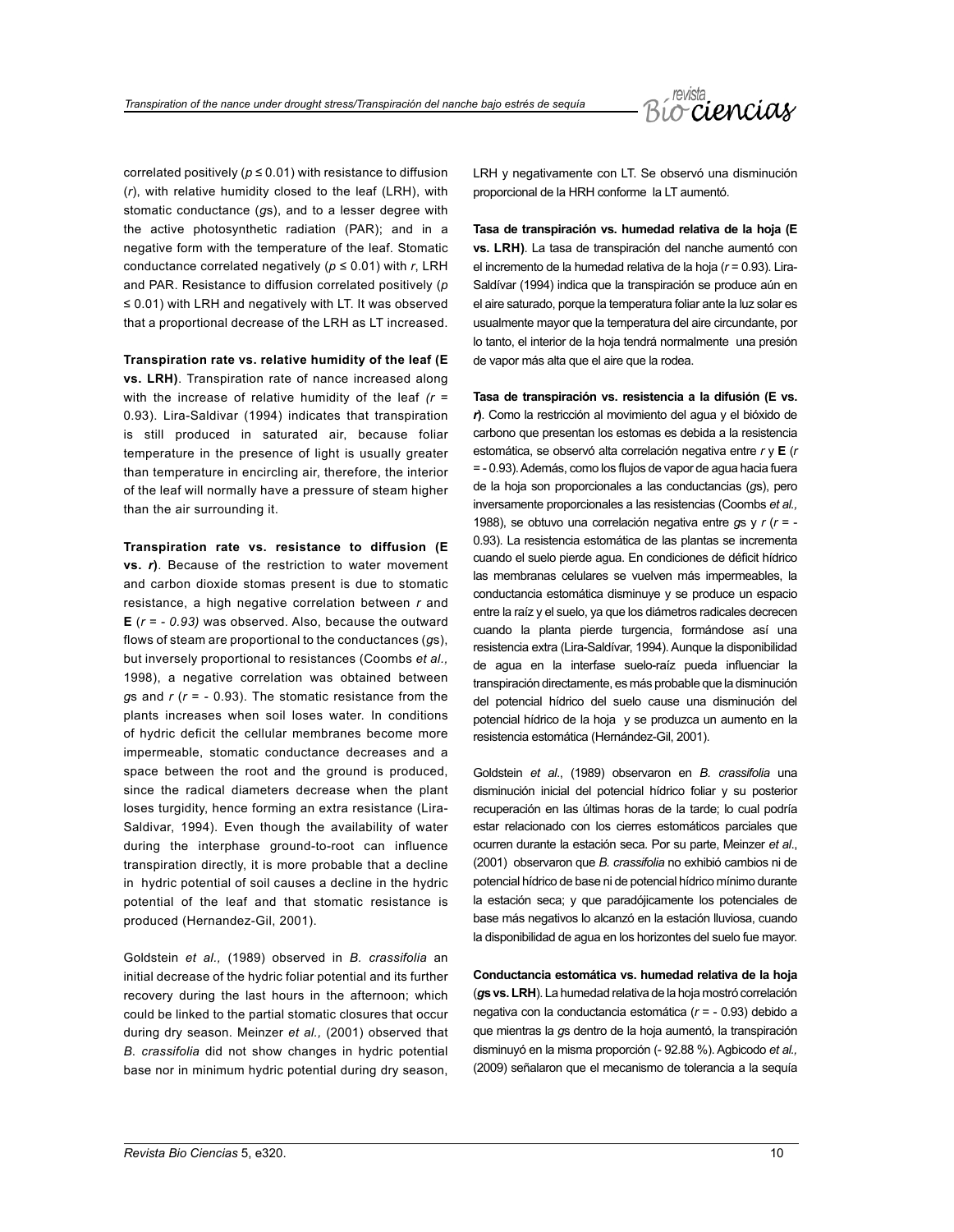correlated positively ($p \leq 0.01$) with resistance to diffusion (*r*), with relative humidity closed to the leaf (LRH), with stomatic conductance (*g*s), and to a lesser degree with the active photosynthetic radiation (PAR); and in a negative form with the temperature of the leaf. Stomatic conductance correlated negatively ($p \leq 0.01$) with *r*, LRH and PAR. Resistance to diffusion correlated positively ($p \leq 0.01$) with LRH and negatively with LT. It was observed that a proportional decrease of the LRH as LT increased.

**Transpiration rate vs. relative humidity of the leaf (E vs. LRH)**. Transpiration rate of nance increased along with the increase of relative humidity of the leaf *(r* = 0.93). Lira-Saldivar (1994) indicates that transpiration is still produced in saturated air, because foliar temperature in the presence of light is usually greater than temperature in encircling air, therefore, the interior of the leaf will normally have a pressure of steam higher than the air surrounding it.

**Transpiration rate vs. resistance to diffusion (E vs. *r*)**. Because of the restriction to water movement and carbon dioxide stomas present is due to stomatic resistance, a high negative correlation between *r* and **E** (*r = - 0.93)* was observed. Also, because the outward flows of steam are proportional to the conductances (*g*s), but inversely proportional to resistances (Coombs *et al.,* 1998), a negative correlation was obtained between *g*s and *r* (*r* = - 0.93). The stomatic resistance from the plants increases when soil loses water. In conditions of hydric deficit the cellular membranes become more impermeable, stomatic conductance decreases and a space between the root and the ground is produced, since the radical diameters decrease when the plant loses turgidity, hence forming an extra resistance (Lira-Saldivar, 1994). Even though the availability of water during the interphase ground-to-root can influence transpiration directly, it is more probable that a decline in hydric potential of soil causes a decline in the hydric potential of the leaf and that stomatic resistance is produced (Hernandez-Gil, 2001).

Goldstein *et al.,* (1989) observed in *B. crassifolia* an initial decrease of the hydric foliar potential and its further recovery during the last hours in the afternoon; which could be linked to the partial stomatic closures that occur during dry season. Meinzer *et al.,* (2001) observed that *B. crassifolia* did not show changes in hydric potential base nor in minimum hydric potential during dry season, LRH y negativamente con LT. Se observó una disminución proporcional de la HRH conforme la LT aumentó.

**Tasa de transpiración vs. humedad relativa de la hoja (E vs. LRH)**. La tasa de transpiración del nanche aumentó con el incremento de la humedad relativa de la hoja (*r* = 0.93). Lira-Saldívar (1994) indica que la transpiración se produce aún en el aire saturado, porque la temperatura foliar ante la luz solar es usualmente mayor que la temperatura del aire circundante, por lo tanto, el interior de la hoja tendrá normalmente una presión de vapor más alta que el aire que la rodea.

**Tasa de transpiración vs. resistencia a la difusión (E vs. *r*)**. Como la restricción al movimiento del agua y el bióxido de carbono que presentan los estomas es debida a la resistencia estomática, se observó alta correlación negativa entre *r* y **E** (*r* = - 0.93). Además, como los flujos de vapor de agua hacia fuera de la hoja son proporcionales a las conductancias (*g*s), pero inversamente proporcionales a las resistencias (Coombs *et al.,* 1988), se obtuvo una correlación negativa entre *g*s y *r* (*r* = - 0.93). La resistencia estomática de las plantas se incrementa cuando el suelo pierde agua. En condiciones de déficit hídrico las membranas celulares se vuelven más impermeables, la conductancia estomática disminuye y se produce un espacio entre la raíz y el suelo, ya que los diámetros radicales decrecen cuando la planta pierde turgencia, formándose así una resistencia extra (Lira-Saldívar, 1994). Aunque la disponibilidad de agua en la interfase suelo-raíz pueda influenciar la transpiración directamente, es más probable que la disminución del potencial hídrico del suelo cause una disminución del potencial hídrico de la hoja y se produzca un aumento en la resistencia estomática (Hernández-Gil, 2001).

Goldstein *et al*., (1989) observaron en *B. crassifolia* una disminución inicial del potencial hídrico foliar y su posterior recuperación en las últimas horas de la tarde; lo cual podría estar relacionado con los cierres estomáticos parciales que ocurren durante la estación seca. Por su parte, Meinzer *et al*., (2001) observaron que *B. crassifolia* no exhibió cambios ni de potencial hídrico de base ni de potencial hídrico mínimo durante la estación seca; y que paradójicamente los potenciales de base más negativos lo alcanzó en la estación lluviosa, cuando la disponibilidad de agua en los horizontes del suelo fue mayor.

**Conductancia estomática vs. humedad relativa de la hoja (*g*s vs. LRH)**. La humedad relativa de la hoja mostró correlación negativa con la conductancia estomática (*r* = - 0.93) debido a que mientras la *g*s dentro de la hoja aumentó, la transpiración disminuyó en la misma proporción (- 92.88 %). Agbicodo *et al.,* (2009) señalaron que el mecanismo de tolerancia a la sequía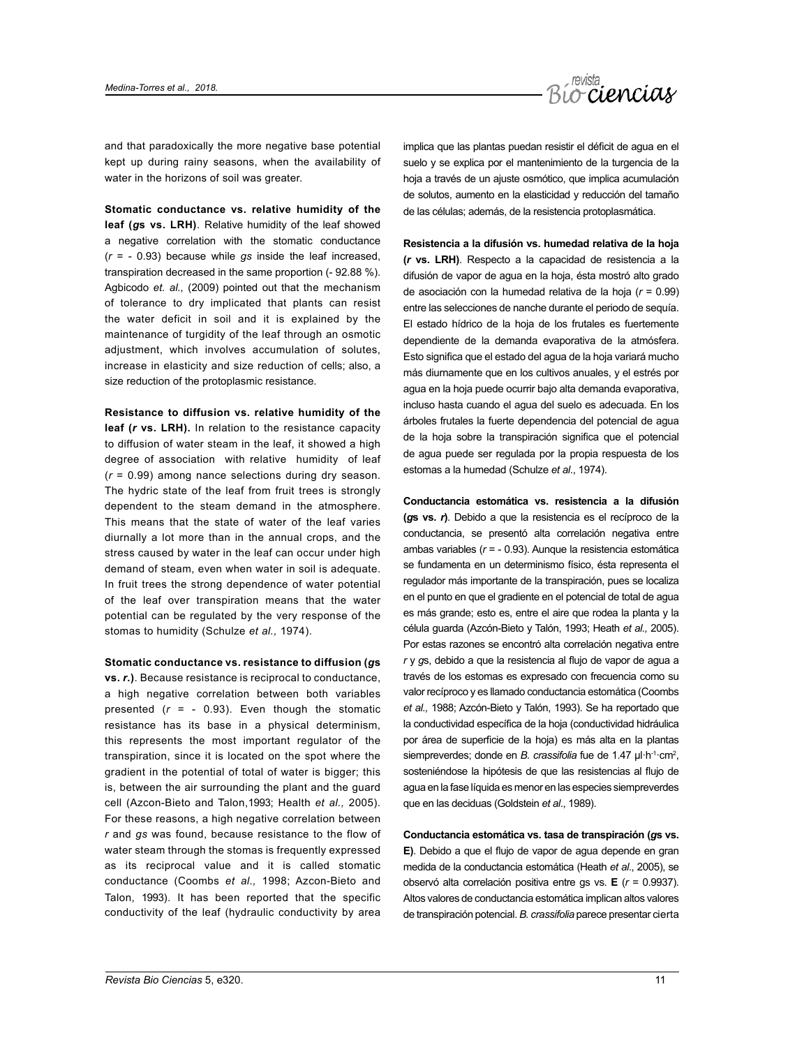and that paradoxically the more negative base potential kept up during rainy seasons, when the availability of water in the horizons of soil was greater.

**Stomatic conductance vs. relative humidity of the leaf (*g*s vs. LRH)**. Relative humidity of the leaf showed a negative correlation with the stomatic conductance ($r$ = - 0.93) because while *gs* inside the leaf increased, transpiration decreased in the same proportion (- 92.88 %). Agbicodo *et. al.,* (2009) pointed out that the mechanism of tolerance to dry implicated that plants can resist the water deficit in soil and it is explained by the maintenance of turgidity of the leaf through an osmotic adjustment, which involves accumulation of solutes, increase in elasticity and size reduction of cells; also, a size reduction of the protoplasmic resistance.

**Resistance to diffusion vs. relative humidity of the leaf (*r* vs. LRH).** In relation to the resistance capacity to diffusion of water steam in the leaf, it showed a high degree of association with relative humidity of leaf ($r$ = 0.99) among nance selections during dry season. The hydric state of the leaf from fruit trees is strongly dependent to the steam demand in the atmosphere. This means that the state of water of the leaf varies diurnally a lot more than in the annual crops, and the stress caused by water in the leaf can occur under high demand of steam, even when water in soil is adequate. In fruit trees the strong dependence of water potential of the leaf over transpiration means that the water potential can be regulated by the very response of the stomas to humidity (Schulze *et al.,* 1974).

**Stomatic conductance vs. resistance to diffusion (*g*s vs. *r*.)**. Because resistance is reciprocal to conductance, a high negative correlation between both variables presented ($r$ = - 0.93). Even though the stomatic resistance has its base in a physical determinism, this represents the most important regulator of the transpiration, since it is located on the spot where the gradient in the potential of total of water is bigger; this is, between the air surrounding the plant and the guard cell (Azcon-Bieto and Talon,1993; Health *et al.,* 2005). For these reasons, a high negative correlation between *r* and *gs* was found, because resistance to the flow of water steam through the stomas is frequently expressed as its reciprocal value and it is called stomatic conductance (Coombs *et al.,* 1998; Azcon-Bieto and Talon, 1993). It has been reported that the specific conductivity of the leaf (hydraulic conductivity by area

implica que las plantas puedan resistir el déficit de agua en el suelo y se explica por el mantenimiento de la turgencia de la hoja a través de un ajuste osmótico, que implica acumulación de solutos, aumento en la elasticidad y reducción del tamaño de las células; además, de la resistencia protoplasmática.

**Resistencia a la difusión vs. humedad relativa de la hoja (*r* vs. LRH)**. Respecto a la capacidad de resistencia a la difusión de vapor de agua en la hoja, ésta mostró alto grado de asociación con la humedad relativa de la hoja ($r$ = 0.99) entre las selecciones de nanche durante el periodo de sequía. El estado hídrico de la hoja de los frutales es fuertemente dependiente de la demanda evaporativa de la atmósfera. Esto significa que el estado del agua de la hoja variará mucho más diurnamente que en los cultivos anuales, y el estrés por agua en la hoja puede ocurrir bajo alta demanda evaporativa, incluso hasta cuando el agua del suelo es adecuada. En los árboles frutales la fuerte dependencia del potencial de agua de la hoja sobre la transpiración significa que el potencial de agua puede ser regulada por la propia respuesta de los estomas a la humedad (Schulze *et al*., 1974).

**Conductancia estomática vs. resistencia a la difusión (*g*s vs. *r*)**. Debido a que la resistencia es el recíproco de la conductancia, se presentó alta correlación negativa entre ambas variables ($r$ = - 0.93). Aunque la resistencia estomática se fundamenta en un determinismo físico, ésta representa el regulador más importante de la transpiración, pues se localiza en el punto en que el gradiente en el potencial de total de agua es más grande; esto es, entre el aire que rodea la planta y la célula guarda (Azcón-Bieto y Talón, 1993; Heath *et al.,* 2005). Por estas razones se encontró alta correlación negativa entre *r* y *g*s, debido a que la resistencia al flujo de vapor de agua a través de los estomas es expresado con frecuencia como su valor recíproco y es llamado conductancia estomática (Coombs *et al.,* 1988; Azcón-Bieto y Talón, 1993). Se ha reportado que la conductividad específica de la hoja (conductividad hidráulica por área de superficie de la hoja) es más alta en la plantas siempreverdes; donde en *B. crassifolia* fue de 1.47 $\mu l \cdot h^{-1} \cdot cm^2$, sosteniéndose la hipótesis de que las resistencias al flujo de agua en la fase líquida es menor en las especies siempreverdes que en las deciduas (Goldstein *et al*., 1989).

**Conductancia estomática vs. tasa de transpiración (*g*s vs. E)**. Debido a que el flujo de vapor de agua depende en gran medida de la conductancia estomática (Heath *et al*., 2005), se observó alta correlación positiva entre gs vs. **E** ($r$ = 0.9937). Altos valores de conductancia estomática implican altos valores de transpiración potencial. *B. crassifolia* parece presentar cierta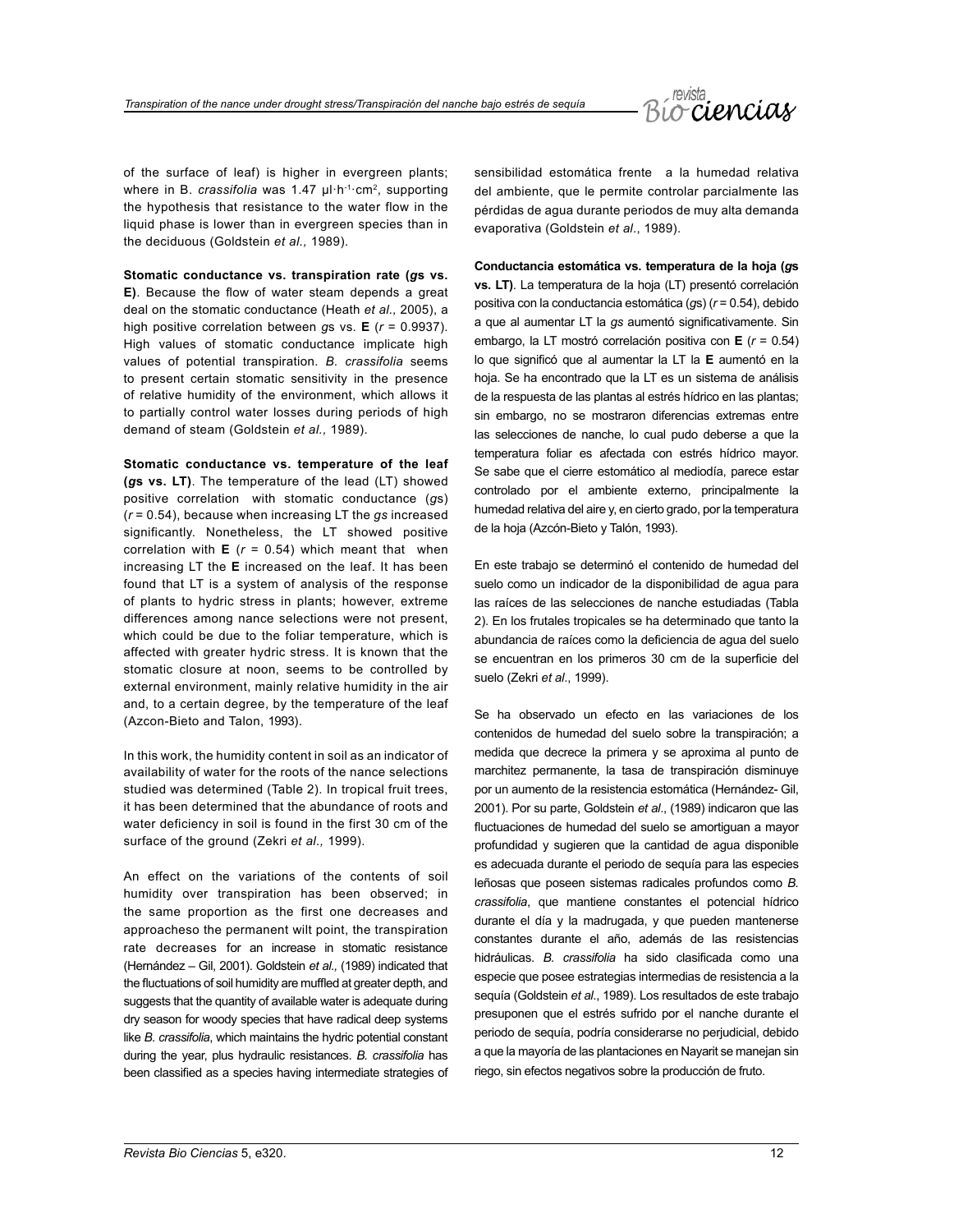of the surface of leaf) is higher in evergreen plants; where in B. *crassifolia* was 1.47 μl·h$^{-1}$·cm$^{2}$, supporting the hypothesis that resistance to the water flow in the liquid phase is lower than in evergreen species than in the deciduous (Goldstein *et al.,* 1989).

**Stomatic conductance vs. transpiration rate (*g*s vs. E)**. Because the flow of water steam depends a great deal on the stomatic conductance (Heath *et al.,* 2005), a high positive correlation between *g*s vs. **E** ($r$ = 0.9937). High values of stomatic conductance implicate high values of potential transpiration. *B. crassifolia* seems to present certain stomatic sensitivity in the presence of relative humidity of the environment, which allows it to partially control water losses during periods of high demand of steam (Goldstein *et al.,* 1989).

**Stomatic conductance vs. temperature of the leaf (*g*s vs. LT)**. The temperature of the lead (LT) showed positive correlation with stomatic conductance (*g*s) ($r$ = 0.54), because when increasing LT the *gs* increased significantly. Nonetheless, the LT showed positive correlation with **E** ($r$ = 0.54) which meant that when increasing LT the **E** increased on the leaf. It has been found that LT is a system of analysis of the response of plants to hydric stress in plants; however, extreme differences among nance selections were not present, which could be due to the foliar temperature, which is affected with greater hydric stress. It is known that the stomatic closure at noon, seems to be controlled by external environment, mainly relative humidity in the air and, to a certain degree, by the temperature of the leaf (Azcon-Bieto and Talon, 1993).

In this work, the humidity content in soil as an indicator of availability of water for the roots of the nance selections studied was determined (Table 2). In tropical fruit trees, it has been determined that the abundance of roots and water deficiency in soil is found in the first 30 cm of the surface of the ground (Zekri *et al.,* 1999).

An effect on the variations of the contents of soil humidity over transpiration has been observed; in the same proportion as the first one decreases and approacheso the permanent wilt point, the transpiration rate decreases for an increase in stomatic resistance (Hernández – Gil, 2001). Goldstein *et al.,* (1989) indicated that the fluctuations of soil humidity are muffled at greater depth, and suggests that the quantity of available water is adequate during dry season for woody species that have radical deep systems like *B. crassifolia*, which maintains the hydric potential constant during the year, plus hydraulic resistances. *B. crassifolia* has been classified as a species having intermediate strategies of sensibilidad estomática frente a la humedad relativa del ambiente, que le permite controlar parcialmente las pérdidas de agua durante periodos de muy alta demanda evaporativa (Goldstein *et al*., 1989).

**Conductancia estomática vs. temperatura de la hoja (*g*s vs. LT)**. La temperatura de la hoja (LT) presentó correlación positiva con la conductancia estomática (*g*s) ($r$ = 0.54), debido a que al aumentar LT la *gs* aumentó significativamente. Sin embargo, la LT mostró correlación positiva con **E** ($r$ = 0.54) lo que significó que al aumentar la LT la **E** aumentó en la hoja. Se ha encontrado que la LT es un sistema de análisis de la respuesta de las plantas al estrés hídrico en las plantas; sin embargo, no se mostraron diferencias extremas entre las selecciones de nanche, lo cual pudo deberse a que la temperatura foliar es afectada con estrés hídrico mayor. Se sabe que el cierre estomático al mediodía, parece estar controlado por el ambiente externo, principalmente la humedad relativa del aire y, en cierto grado, por la temperatura de la hoja (Azcón-Bieto y Talón, 1993).

En este trabajo se determinó el contenido de humedad del suelo como un indicador de la disponibilidad de agua para las raíces de las selecciones de nanche estudiadas (Tabla 2). En los frutales tropicales se ha determinado que tanto la abundancia de raíces como la deficiencia de agua del suelo se encuentran en los primeros 30 cm de la superficie del suelo (Zekri *et al*., 1999).

Se ha observado un efecto en las variaciones de los contenidos de humedad del suelo sobre la transpiración; a medida que decrece la primera y se aproxima al punto de marchitez permanente, la tasa de transpiración disminuye por un aumento de la resistencia estomática (Hernández- Gil, 2001). Por su parte, Goldstein *et al*., (1989) indicaron que las fluctuaciones de humedad del suelo se amortiguan a mayor profundidad y sugieren que la cantidad de agua disponible es adecuada durante el periodo de sequía para las especies leñosas que poseen sistemas radicales profundos como *B. crassifolia*, que mantiene constantes el potencial hídrico durante el día y la madrugada, y que pueden mantenerse constantes durante el año, además de las resistencias hidráulicas. *B. crassifolia* ha sido clasificada como una especie que posee estrategias intermedias de resistencia a la sequía (Goldstein *et al*., 1989). Los resultados de este trabajo presuponen que el estrés sufrido por el nanche durante el periodo de sequía, podría considerarse no perjudicial, debido a que la mayoría de las plantaciones en Nayarit se manejan sin riego, sin efectos negativos sobre la producción de fruto.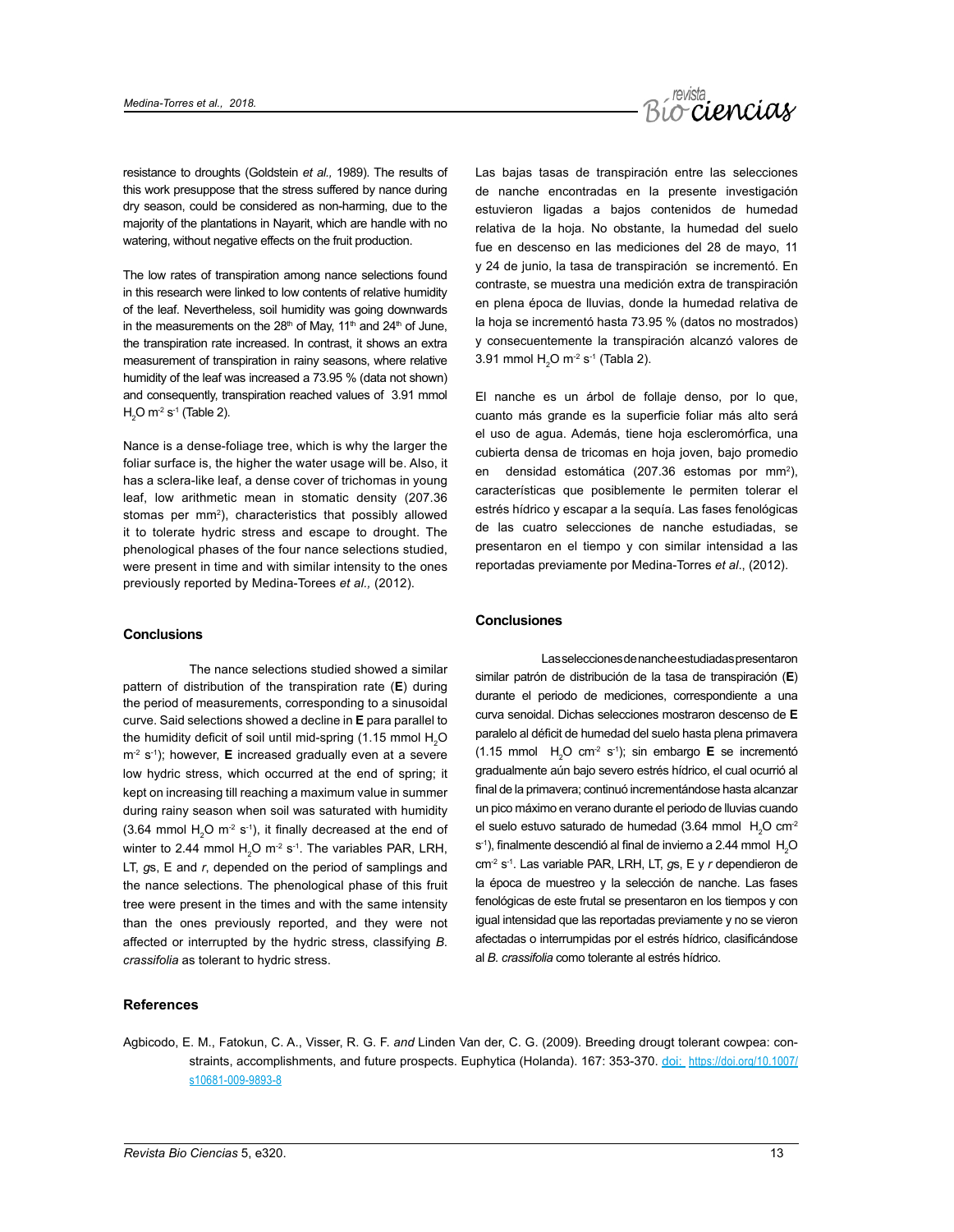resistance to droughts (Goldstein *et al.,* 1989). The results of this work presuppose that the stress suffered by nance during dry season, could be considered as non-harming, due to the majority of the plantations in Nayarit, which are handle with no watering, without negative effects on the fruit production.

The low rates of transpiration among nance selections found in this research were linked to low contents of relative humidity of the leaf. Nevertheless, soil humidity was going downwards in the measurements on the 28th of May, 11th and 24th of June, the transpiration rate increased. In contrast, it shows an extra measurement of transpiration in rainy seasons, where relative humidity of the leaf was increased a 73.95 % (data not shown) and consequently, transpiration reached values of 3.91 mmol $H_2O$ $m^{-2}$ $s^{-1}$ (Table 2).

Nance is a dense-foliage tree, which is why the larger the foliar surface is, the higher the water usage will be. Also, it has a sclera-like leaf, a dense cover of trichomas in young leaf, low arithmetic mean in stomatic density (207.36 stomas per $mm^2$), characteristics that possibly allowed it to tolerate hydric stress and escape to drought. The phenological phases of the four nance selections studied, were present in time and with similar intensity to the ones previously reported by Medina-Torees *et al.,* (2012).

## Conclusions

The nance selections studied showed a similar pattern of distribution of the transpiration rate (**E**) during the period of measurements, corresponding to a sinusoidal curve. Said selections showed a decline in **E** para parallel to the humidity deficit of soil until mid-spring (1.15 mmol $H_2O$ $m^{-2}$ $s^{-1}$); however, **E** increased gradually even at a severe low hydric stress, which occurred at the end of spring; it kept on increasing till reaching a maximum value in summer during rainy season when soil was saturated with humidity (3.64 mmol $H_2O$ $m^{-2}$ $s^{-1}$), it finally decreased at the end of winter to 2.44 mmol $H_2O$ $m^{-2}$ $s^{-1}$. The variables PAR, LRH, LT, *g*s, E and *r*, depended on the period of samplings and the nance selections. The phenological phase of this fruit tree were present in the times and with the same intensity than the ones previously reported, and they were not affected or interrupted by the hydric stress, classifying *B. crassifolia* as tolerant to hydric stress.

Las bajas tasas de transpiración entre las selecciones de nanche encontradas en la presente investigación estuvieron ligadas a bajos contenidos de humedad relativa de la hoja. No obstante, la humedad del suelo fue en descenso en las mediciones del 28 de mayo, 11 y 24 de junio, la tasa de transpiración se incrementó. En contraste, se muestra una medición extra de transpiración en plena época de lluvias, donde la humedad relativa de la hoja se incrementó hasta 73.95 % (datos no mostrados) y consecuentemente la transpiración alcanzó valores de 3.91 mmol $H_2O$ $m^{-2}$ $s^{-1}$ (Tabla 2).

El nanche es un árbol de follaje denso, por lo que, cuanto más grande es la superficie foliar más alto será el uso de agua. Además, tiene hoja escleromórfica, una cubierta densa de tricomas en hoja joven, bajo promedio en densidad estomática (207.36 estomas por $mm^2$), características que posiblemente le permiten tolerar el estrés hídrico y escapar a la sequía. Las fases fenológicas de las cuatro selecciones de nanche estudiadas, se presentaron en el tiempo y con similar intensidad a las reportadas previamente por Medina-Torres *et al*., (2012).

## Conclusiones

Las selecciones de nanche estudiadas presentaron similar patrón de distribución de la tasa de transpiración (**E**) durante el periodo de mediciones, correspondiente a una curva senoidal. Dichas selecciones mostraron descenso de **E** paralelo al déficit de humedad del suelo hasta plena primavera (1.15 mmol $H_2O$ $cm^{-2}$ $s^{-1}$); sin embargo **E** se incrementó gradualmente aún bajo severo estrés hídrico, el cual ocurrió al final de la primavera; continuó incrementándose hasta alcanzar un pico máximo en verano durante el periodo de lluvias cuando el suelo estuvo saturado de humedad (3.64 mmol $H_2O$ $cm^{-2}$ $s^{-1}$), finalmente descendió al final de invierno a 2.44 mmol $H_2O$ $cm^{-2}$ $s^{-1}$. Las variable PAR, LRH, LT, *g*s, E y *r* dependieron de la época de muestreo y la selección de nanche. Las fases fenológicas de este frutal se presentaron en los tiempos y con igual intensidad que las reportadas previamente y no se vieron afectadas o interrumpidas por el estrés hídrico, clasificándose al *B. crassifolia* como tolerante al estrés hídrico.

## References

Agbicodo, E. M., Fatokun, C. A., Visser, R. G. F. *and* Linden Van der, C. G. (2009). Breeding drougt tolerant cowpea: constraints, accomplishments, and future prospects. Euphytica (Holanda). 167: 353-370. doi: https://doi.org/10.1007/s10681-009-9893-8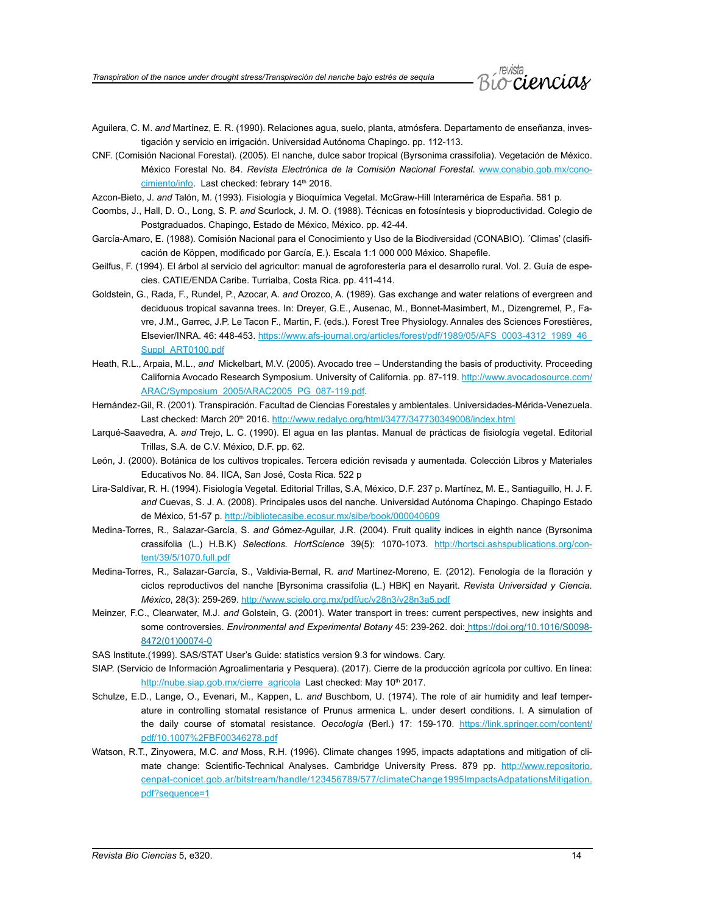Aguilera, C. M. *and* Martínez, E. R. (1990). Relaciones agua, suelo, planta, atmósfera. Departamento de enseñanza, investigación y servicio en irrigación. Universidad Autónoma Chapingo. pp. 112-113.

CNF. (Comisión Nacional Forestal). (2005). El nanche, dulce sabor tropical (Byrsonima crassifolia). Vegetación de México. México Forestal No. 84. *Revista Electrónica de la Comisión Nacional Forestal*. www.conabio.gob.mx/conocimiento/info. Last checked: febrary 14th 2016.

Azcon-Bieto, J. *and* Talón, M. (1993). Fisiología y Bioquímica Vegetal. McGraw-Hill Interamérica de España. 581 p.

Coombs, J., Hall, D. O., Long, S. P. *and* Scurlock, J. M. O. (1988). Técnicas en fotosíntesis y bioproductividad. Colegio de Postgraduados. Chapingo, Estado de México, México. pp. 42-44.

García-Amaro, E. (1988). Comisión Nacional para el Conocimiento y Uso de la Biodiversidad (CONABIO). ´Climas' (clasificación de Köppen, modificado por García, E.). Escala 1:1 000 000 México. Shapefile.

Geilfus, F. (1994). El árbol al servicio del agricultor: manual de agroforestería para el desarrollo rural. Vol. 2. Guía de especies. CATIE/ENDA Caribe. Turrialba, Costa Rica. pp. 411-414.

Goldstein, G., Rada, F., Rundel, P., Azocar, A. *and* Orozco, A. (1989). Gas exchange and water relations of evergreen and deciduous tropical savanna trees. In: Dreyer, G.E., Ausenac, M., Bonnet-Masimbert, M., Dizengremel, P., Favre, J.M., Garrec, J.P. Le Tacon F., Martin, F. (eds.). Forest Tree Physiology. Annales des Sciences Forestières, Elsevier/INRA. 46: 448-453. https://www.afs-journal.org/articles/forest/pdf/1989/05/AFS_0003-4312_1989_46_Suppl_ART0100.pdf

Heath, R.L., Arpaia, M.L., *and* Mickelbart, M.V. (2005). Avocado tree – Understanding the basis of productivity. Proceeding California Avocado Research Symposium. University of California. pp. 87-119. http://www.avocadosource.com/ARAC/Symposium_2005/ARAC2005_PG_087-119.pdf.

Hernández-Gil, R. (2001). Transpiración. Facultad de Ciencias Forestales y ambientales. Universidades-Mérida-Venezuela. Last checked: March 20th 2016. http://www.redalyc.org/html/3477/347730349008/index.html

Larqué-Saavedra, A. *and* Trejo, L. C. (1990). El agua en las plantas. Manual de prácticas de fisiología vegetal. Editorial Trillas, S.A. de C.V. México, D.F. pp. 62.

León, J. (2000). Botánica de los cultivos tropicales. Tercera edición revisada y aumentada. Colección Libros y Materiales Educativos No. 84. IICA, San José, Costa Rica. 522 p

Lira-Saldívar, R. H. (1994). Fisiología Vegetal. Editorial Trillas, S.A, México, D.F. 237 p. Martínez, M. E., Santiaguillo, H. J. F. *and* Cuevas, S. J. A. (2008). Principales usos del nanche. Universidad Autónoma Chapingo. Chapingo Estado de México, 51-57 p. http://bibliotecasibe.ecosur.mx/sibe/book/000040609

Medina-Torres, R., Salazar-García, S. *and* Gómez-Aguilar, J.R. (2004). Fruit quality indices in eighth nance (Byrsonima crassifolia (L.) H.B.K) *Selections. HortScience* 39(5): 1070-1073. http://hortsci.ashspublications.org/content/39/5/1070.full.pdf

Medina-Torres, R., Salazar-García, S., Valdivia-Bernal, R. *and* Martínez-Moreno, E. (2012). Fenología de la floración y ciclos reproductivos del nanche [Byrsonima crassifolia (L.) HBK] en Nayarit. *Revista Universidad y Ciencia. México*, 28(3): 259-269. http://www.scielo.org.mx/pdf/uc/v28n3/v28n3a5.pdf

Meinzer, F.C., Clearwater, M.J. *and* Golstein, G. (2001). Water transport in trees: current perspectives, new insights and some controversies. *Environmental and Experimental Botany* 45: 239-262. doi: https://doi.org/10.1016/S0098-8472(01)00074-0

SAS Institute.(1999). SAS/STAT User's Guide: statistics version 9.3 for windows. Cary.

SIAP. (Servicio de Información Agroalimentaria y Pesquera). (2017). Cierre de la producción agrícola por cultivo. En línea: http://nube.siap.gob.mx/cierre_agricola Last checked: May 10th 2017.

Schulze, E.D., Lange, O., Evenari, M., Kappen, L. *and* Buschbom, U. (1974). The role of air humidity and leaf temperature in controlling stomatal resistance of Prunus armenica L. under desert conditions. I. A simulation of the daily course of stomatal resistance. *Oecología* (Berl.) 17: 159-170. https://link.springer.com/content/pdf/10.1007%2FBF00346278.pdf

Watson, R.T., Zinyowera, M.C. *and* Moss, R.H. (1996). Climate changes 1995, impacts adaptations and mitigation of climate change: Scientific-Technical Analyses. Cambridge University Press. 879 pp. http://www.repositorio.cenpat-conicet.gob.ar/bitstream/handle/123456789/577/climateChange1995ImpactsAdpatationsMitigation.pdf?sequence=1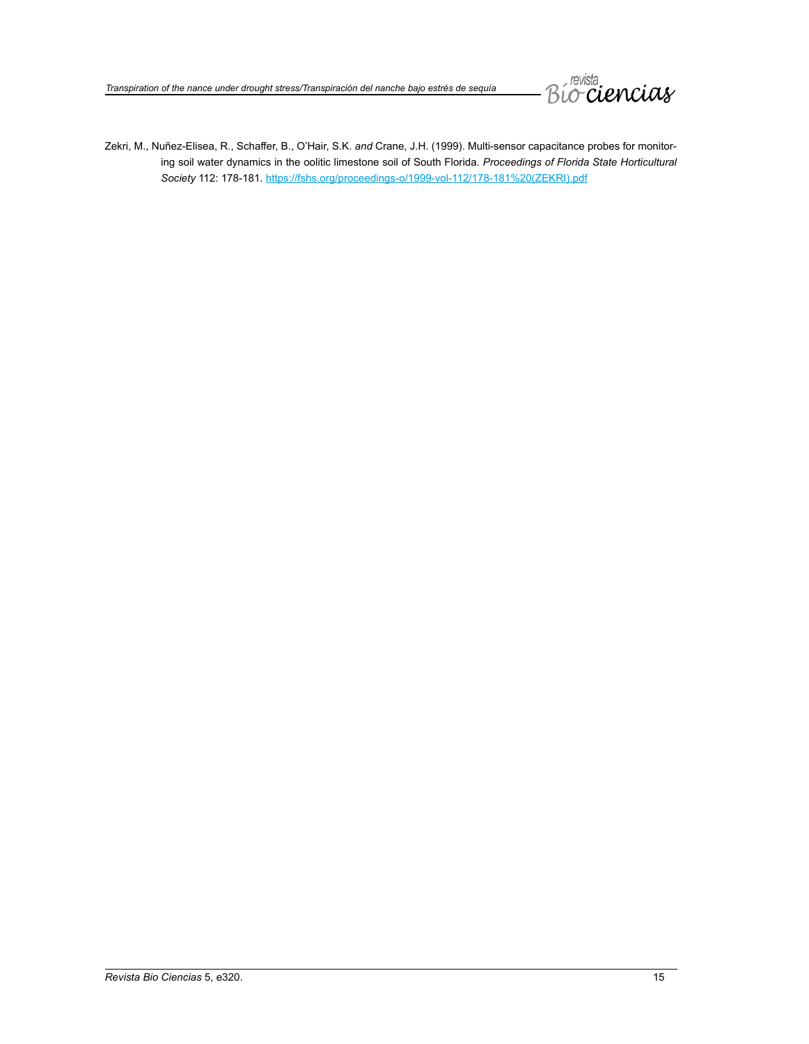Zekri, M., Nuñez-Elisea, R., Schaffer, B., O'Hair, S.K. *and* Crane, J.H. (1999). Multi-sensor capacitance probes for monitoring soil water dynamics in the oolitic limestone soil of South Florida. *Proceedings of Florida State Horticultural Society* 112: 178-181. https://fshs.org/proceedings-o/1999-vol-112/178-181%20(ZEKRI).pdf